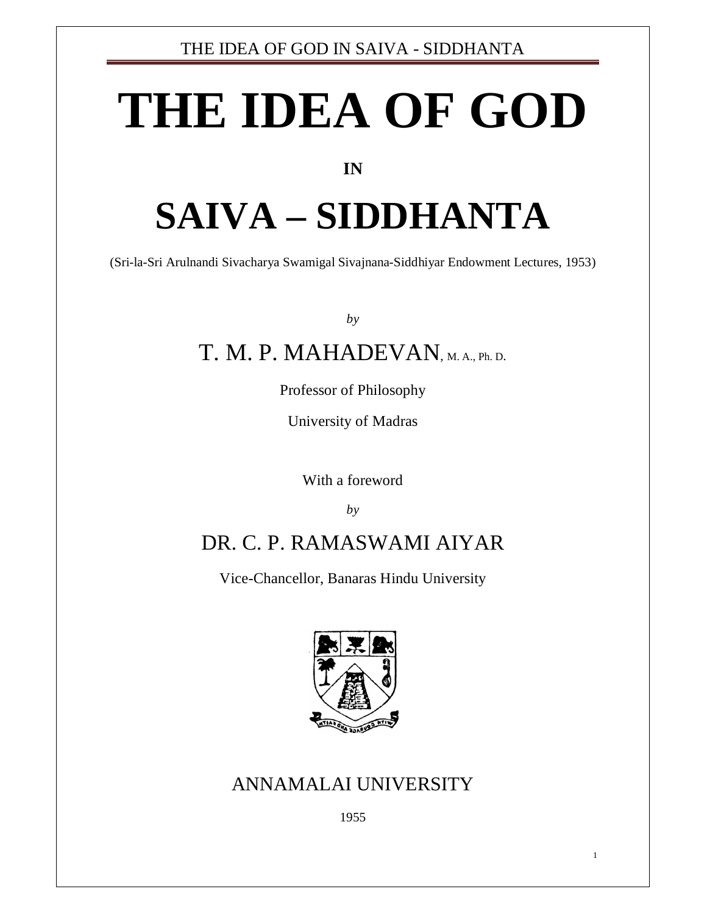# THE IDEA OF GOD

**IN**

# SAIVA – SIDDHANTA

(Sri-la-Sri Arulnandi Sivacharya Swamigal Sivajnana-Siddhiyar Endowment Lectures, 1953)

*by*

T. M. P. MAHADEVAN, M. A., Ph. D.

Professor of Philosophy

University of Madras

With a foreword

*by*

DR. C. P. RAMASWAMI AIYAR

Vice-Chancellor, Banaras Hindu University

ANNAMALAI UNIVERSITY

1955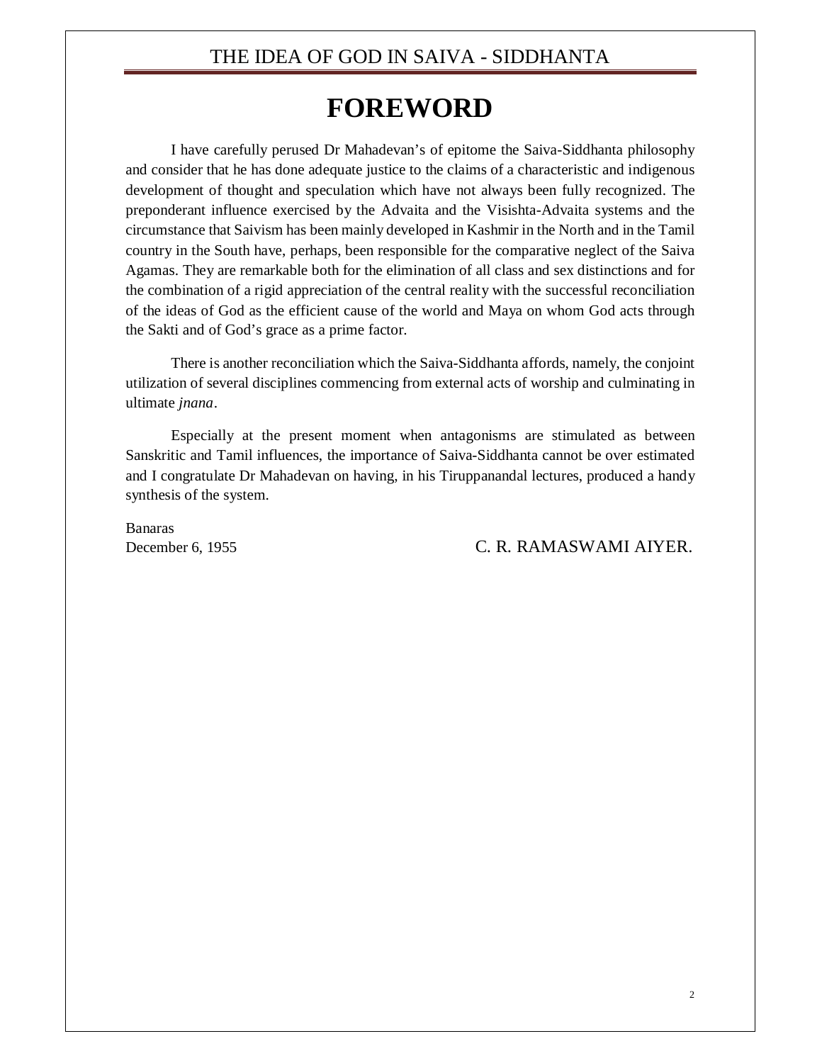# FOREWORD

I have carefully perused Dr Mahadevan's of epitome the Saiva-Siddhanta philosophy and consider that he has done adequate justice to the claims of a characteristic and indigenous development of thought and speculation which have not always been fully recognized. The preponderant influence exercised by the Advaita and the Visishta-Advaita systems and the circumstance that Saivism has been mainly developed in Kashmir in the North and in the Tamil country in the South have, perhaps, been responsible for the comparative neglect of the Saiva Agamas. They are remarkable both for the elimination of all class and sex distinctions and for the combination of a rigid appreciation of the central reality with the successful reconciliation of the ideas of God as the efficient cause of the world and Maya on whom God acts through the Sakti and of God's grace as a prime factor.

There is another reconciliation which the Saiva-Siddhanta affords, namely, the conjoint utilization of several disciplines commencing from external acts of worship and culminating in ultimate *jnana*.

Especially at the present moment when antagonisms are stimulated as between Sanskritic and Tamil influences, the importance of Saiva-Siddhanta cannot be over estimated and I congratulate Dr Mahadevan on having, in his Tiruppanandal lectures, produced a handy synthesis of the system.

Banaras
December 6, 1955

C. R. RAMASWAMI AIYER.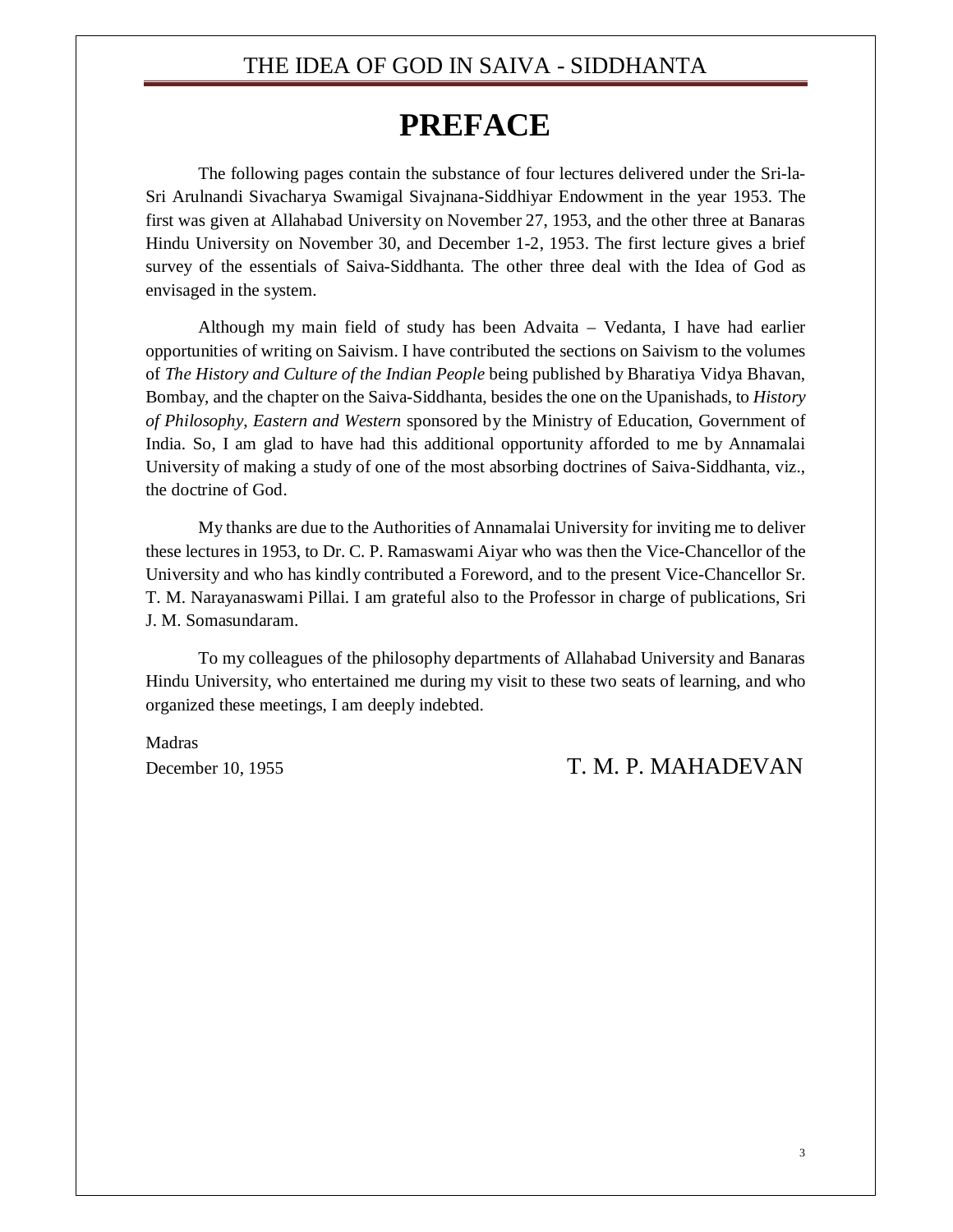# PREFACE

The following pages contain the substance of four lectures delivered under the Sri-la-Sri Arulnandi Sivacharya Swamigal Sivajnana-Siddhiyar Endowment in the year 1953. The first was given at Allahabad University on November 27, 1953, and the other three at Banaras Hindu University on November 30, and December 1-2, 1953. The first lecture gives a brief survey of the essentials of Saiva-Siddhanta. The other three deal with the Idea of God as envisaged in the system.

Although my main field of study has been Advaita – Vedanta, I have had earlier opportunities of writing on Saivism. I have contributed the sections on Saivism to the volumes of *The History and Culture of the Indian People* being published by Bharatiya Vidya Bhavan, Bombay, and the chapter on the Saiva-Siddhanta, besides the one on the Upanishads, to *History of Philosophy, Eastern and Western* sponsored by the Ministry of Education, Government of India. So, I am glad to have had this additional opportunity afforded to me by Annamalai University of making a study of one of the most absorbing doctrines of Saiva-Siddhanta, viz., the doctrine of God.

My thanks are due to the Authorities of Annamalai University for inviting me to deliver these lectures in 1953, to Dr. C. P. Ramaswami Aiyar who was then the Vice-Chancellor of the University and who has kindly contributed a Foreword, and to the present Vice-Chancellor Sr. T. M. Narayanaswami Pillai. I am grateful also to the Professor in charge of publications, Sri J. M. Somasundaram.

To my colleagues of the philosophy departments of Allahabad University and Banaras Hindu University, who entertained me during my visit to these two seats of learning, and who organized these meetings, I am deeply indebted.

Madras

December 10, 1955

T. M. P. MAHADEVAN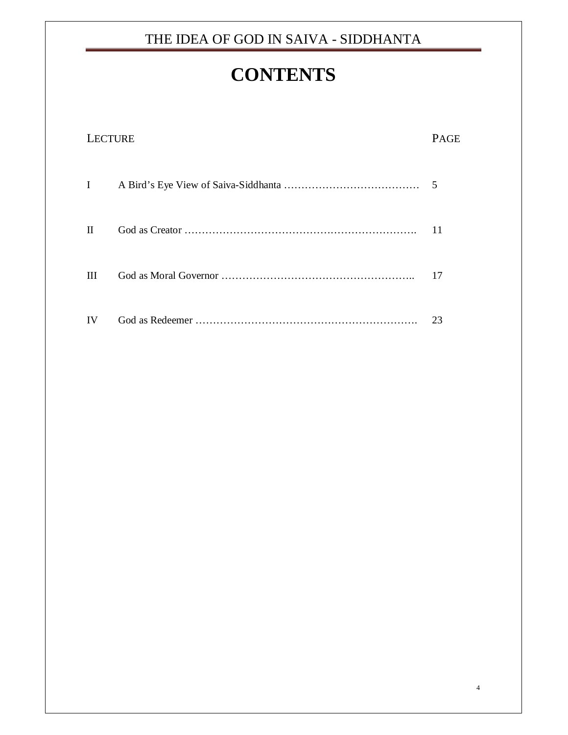# CONTENTS

| LECTURE | | PAGE |
|---|---|---|
| I | A Bird's Eye View of Saiva-Siddhanta | 5 |
| II | God as Creator | 11 |
| III | God as Moral Governor | 17 |
| IV | God as Redeemer | 23 |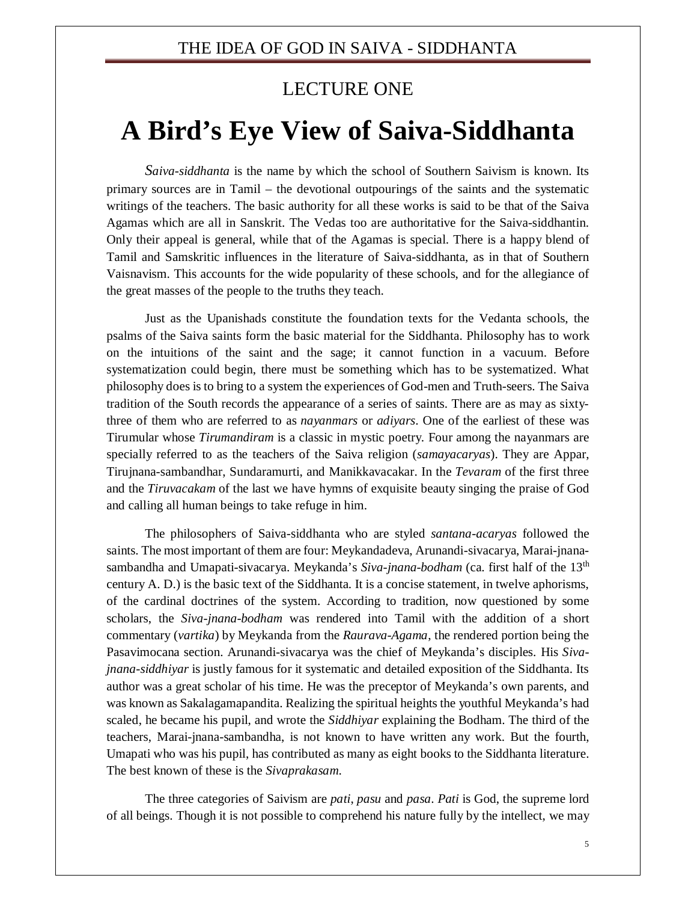## LECTURE ONE

# A Bird's Eye View of Saiva-Siddhanta

*Saiva-siddhanta* is the name by which the school of Southern Saivism is known. Its primary sources are in Tamil – the devotional outpourings of the saints and the systematic writings of the teachers. The basic authority for all these works is said to be that of the Saiva Agamas which are all in Sanskrit. The Vedas too are authoritative for the Saiva-siddhantin. Only their appeal is general, while that of the Agamas is special. There is a happy blend of Tamil and Samskritic influences in the literature of Saiva-siddhanta, as in that of Southern Vaisnavism. This accounts for the wide popularity of these schools, and for the allegiance of the great masses of the people to the truths they teach.

Just as the Upanishads constitute the foundation texts for the Vedanta schools, the psalms of the Saiva saints form the basic material for the Siddhanta. Philosophy has to work on the intuitions of the saint and the sage; it cannot function in a vacuum. Before systematization could begin, there must be something which has to be systematized. What philosophy does is to bring to a system the experiences of God-men and Truth-seers. The Saiva tradition of the South records the appearance of a series of saints. There are as may as sixty-three of them who are referred to as *nayanmars* or *adiyars*. One of the earliest of these was Tirumular whose *Tirumandiram* is a classic in mystic poetry. Four among the nayanmars are specially referred to as the teachers of the Saiva religion (*samayacaryas*). They are Appar, Tirujnana-sambandhar, Sundaramurti, and Manikkavacakar. In the *Tevaram* of the first three and the *Tiruvacakam* of the last we have hymns of exquisite beauty singing the praise of God and calling all human beings to take refuge in him.

The philosophers of Saiva-siddhanta who are styled *santana-acaryas* followed the saints. The most important of them are four: Meykandadeva, Arunandi-sivacarya, Marai-jnana-sambandha and Umapati-sivacarya. Meykanda's *Siva-jnana-bodham* (ca. first half of the 13th century A. D.) is the basic text of the Siddhanta. It is a concise statement, in twelve aphorisms, of the cardinal doctrines of the system. According to tradition, now questioned by some scholars, the *Siva-jnana-bodham* was rendered into Tamil with the addition of a short commentary (*vartika*) by Meykanda from the *Raurava-Agama*, the rendered portion being the Pasavimocana section. Arunandi-sivacarya was the chief of Meykanda's disciples. His *Siva-jnana-siddhiyar* is justly famous for it systematic and detailed exposition of the Siddhanta. Its author was a great scholar of his time. He was the preceptor of Meykanda's own parents, and was known as Sakalagamapandita. Realizing the spiritual heights the youthful Meykanda's had scaled, he became his pupil, and wrote the *Siddhiyar* explaining the Bodham. The third of the teachers, Marai-jnana-sambandha, is not known to have written any work. But the fourth, Umapati who was his pupil, has contributed as many as eight books to the Siddhanta literature. The best known of these is the *Sivaprakasam.*

The three categories of Saivism are *pati*, *pasu* and *pasa*. *Pati* is God, the supreme lord of all beings. Though it is not possible to comprehend his nature fully by the intellect, we may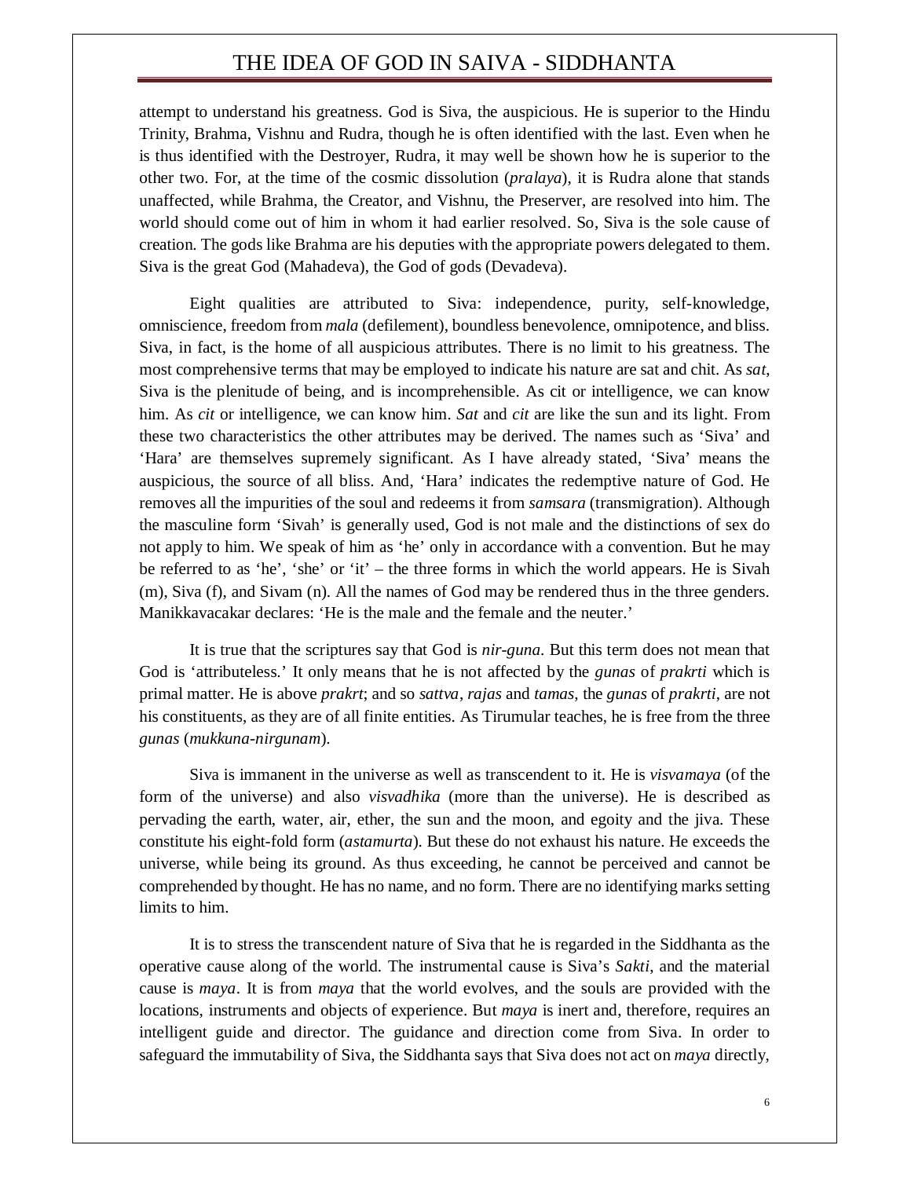attempt to understand his greatness. God is Siva, the auspicious. He is superior to the Hindu Trinity, Brahma, Vishnu and Rudra, though he is often identified with the last. Even when he is thus identified with the Destroyer, Rudra, it may well be shown how he is superior to the other two. For, at the time of the cosmic dissolution (*pralaya*), it is Rudra alone that stands unaffected, while Brahma, the Creator, and Vishnu, the Preserver, are resolved into him. The world should come out of him in whom it had earlier resolved. So, Siva is the sole cause of creation. The gods like Brahma are his deputies with the appropriate powers delegated to them. Siva is the great God (Mahadeva), the God of gods (Devadeva).

Eight qualities are attributed to Siva: independence, purity, self-knowledge, omniscience, freedom from *mala* (defilement), boundless benevolence, omnipotence, and bliss. Siva, in fact, is the home of all auspicious attributes. There is no limit to his greatness. The most comprehensive terms that may be employed to indicate his nature are sat and chit. As *sat*, Siva is the plenitude of being, and is incomprehensible. As cit or intelligence, we can know him. As *cit* or intelligence, we can know him. *Sat* and *cit* are like the sun and its light. From these two characteristics the other attributes may be derived. The names such as 'Siva' and 'Hara' are themselves supremely significant. As I have already stated, 'Siva' means the auspicious, the source of all bliss. And, 'Hara' indicates the redemptive nature of God. He removes all the impurities of the soul and redeems it from *samsara* (transmigration). Although the masculine form 'Sivah' is generally used, God is not male and the distinctions of sex do not apply to him. We speak of him as 'he' only in accordance with a convention. But he may be referred to as 'he', 'she' or 'it' – the three forms in which the world appears. He is Sivah (m), Siva (f), and Sivam (n). All the names of God may be rendered thus in the three genders. Manikkavacakar declares: 'He is the male and the female and the neuter.'

It is true that the scriptures say that God is *nir-guna*. But this term does not mean that God is 'attributeless.' It only means that he is not affected by the *gunas* of *prakrti* which is primal matter. He is above *prakrt*; and so *sattva*, *rajas* and *tamas*, the *gunas* of *prakrti*, are not his constituents, as they are of all finite entities. As Tirumular teaches, he is free from the three *gunas* (*mukkuna-nirgunam*).

Siva is immanent in the universe as well as transcendent to it. He is *visvamaya* (of the form of the universe) and also *visvadhika* (more than the universe). He is described as pervading the earth, water, air, ether, the sun and the moon, and egoity and the jiva. These constitute his eight-fold form (*astamurta*). But these do not exhaust his nature. He exceeds the universe, while being its ground. As thus exceeding, he cannot be perceived and cannot be comprehended by thought. He has no name, and no form. There are no identifying marks setting limits to him.

It is to stress the transcendent nature of Siva that he is regarded in the Siddhanta as the operative cause along of the world. The instrumental cause is Siva's *Sakti*, and the material cause is *maya*. It is from *maya* that the world evolves, and the souls are provided with the locations, instruments and objects of experience. But *maya* is inert and, therefore, requires an intelligent guide and director. The guidance and direction come from Siva. In order to safeguard the immutability of Siva, the Siddhanta says that Siva does not act on *maya* directly,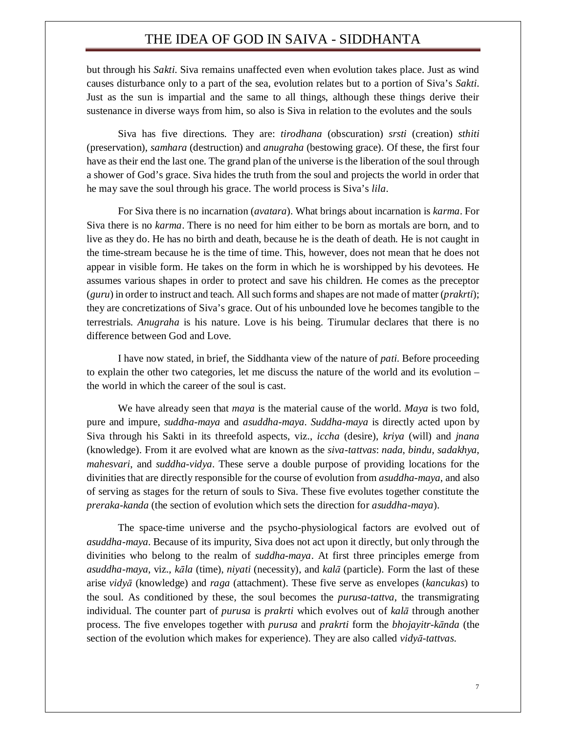but through his *Sakti*. Siva remains unaffected even when evolution takes place. Just as wind causes disturbance only to a part of the sea, evolution relates but to a portion of Siva's *Sakti*. Just as the sun is impartial and the same to all things, although these things derive their sustenance in diverse ways from him, so also is Siva in relation to the evolutes and the souls

Siva has five directions. They are: *tirodhana* (obscuration) *srsti* (creation) *sthiti* (preservation), *samhara* (destruction) and *anugraha* (bestowing grace). Of these, the first four have as their end the last one. The grand plan of the universe is the liberation of the soul through a shower of God's grace. Siva hides the truth from the soul and projects the world in order that he may save the soul through his grace. The world process is Siva's *lila*.

For Siva there is no incarnation (*avatara*). What brings about incarnation is *karma*. For Siva there is no *karma*. There is no need for him either to be born as mortals are born, and to live as they do. He has no birth and death, because he is the death of death. He is not caught in the time-stream because he is the time of time. This, however, does not mean that he does not appear in visible form. He takes on the form in which he is worshipped by his devotees. He assumes various shapes in order to protect and save his children. He comes as the preceptor (*guru*) in order to instruct and teach. All such forms and shapes are not made of matter (*prakrti*); they are concretizations of Siva's grace. Out of his unbounded love he becomes tangible to the terrestrials. *Anugraha* is his nature. Love is his being. Tirumular declares that there is no difference between God and Love.

I have now stated, in brief, the Siddhanta view of the nature of *pati*. Before proceeding to explain the other two categories, let me discuss the nature of the world and its evolution – the world in which the career of the soul is cast.

We have already seen that *maya* is the material cause of the world. *Maya* is two fold, pure and impure, *suddha-maya* and *asuddha-maya*. *Suddha-maya* is directly acted upon by Siva through his Sakti in its threefold aspects, viz., *iccha* (desire), *kriya* (will) and *jnana* (knowledge). From it are evolved what are known as the *siva-tattvas*: *nada*, *bindu*, *sadakhya*, *mahesvari*, and *suddha-vidya*. These serve a double purpose of providing locations for the divinities that are directly responsible for the course of evolution from *asuddha-maya*, and also of serving as stages for the return of souls to Siva. These five evolutes together constitute the *preraka-kanda* (the section of evolution which sets the direction for *asuddha-maya*).

The space-time universe and the psycho-physiological factors are evolved out of *asuddha-maya*. Because of its impurity, Siva does not act upon it directly, but only through the divinities who belong to the realm of *suddha-maya*. At first three principles emerge from *asuddha-maya*, viz., *kāla* (time), *niyati* (necessity), and *kalā* (particle). Form the last of these arise *vidyā* (knowledge) and *raga* (attachment). These five serve as envelopes (*kancukas*) to the soul. As conditioned by these, the soul becomes the *purusa-tattva*, the transmigrating individual. The counter part of *purusa* is *prakrti* which evolves out of *kalā* through another process. The five envelopes together with *purusa* and *prakrti* form the *bhojayitr-kānda* (the section of the evolution which makes for experience). They are also called *vidyā-tattvas*.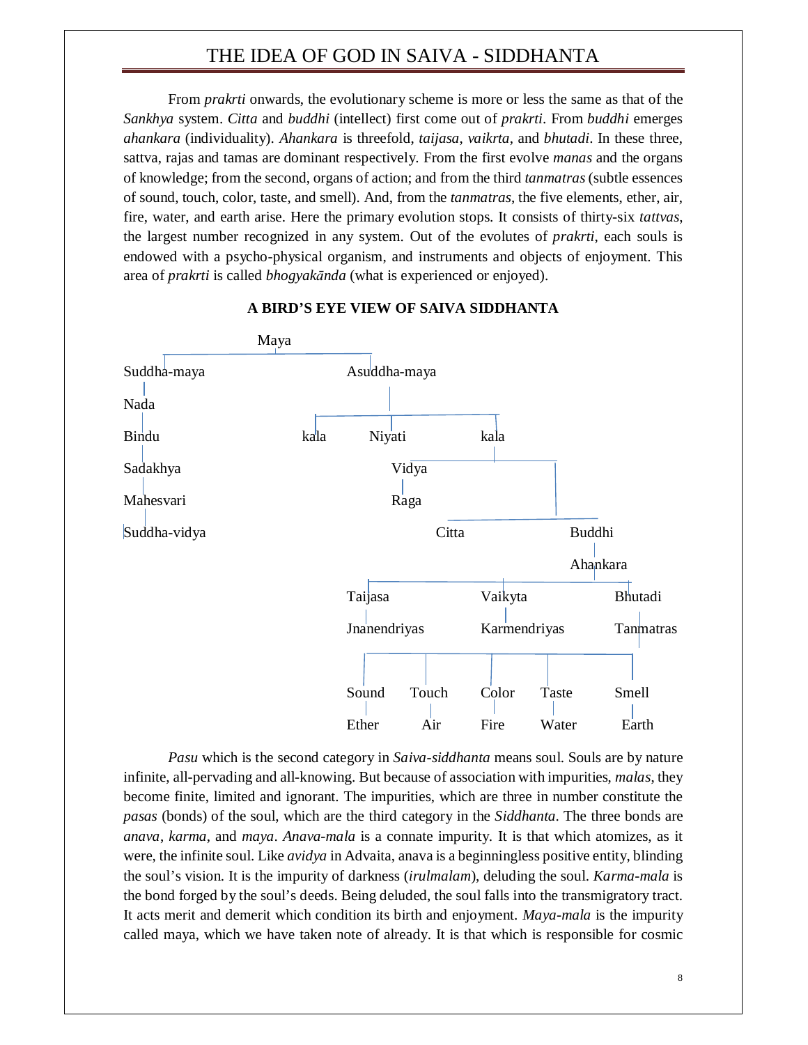From *prakrti* onwards, the evolutionary scheme is more or less the same as that of the *Sankhya* system. *Citta* and *buddhi* (intellect) first come out of *prakrti*. From *buddhi* emerges *ahankara* (individuality). *Ahankara* is threefold, *taijasa*, *vaikrta*, and *bhutadi*. In these three, sattva, rajas and tamas are dominant respectively. From the first evolve *manas* and the organs of knowledge; from the second, organs of action; and from the third *tanmatras* (subtle essences of sound, touch, color, taste, and smell). And, from the *tanmatras*, the five elements, ether, air, fire, water, and earth arise. Here the primary evolution stops. It consists of thirty-six *tattvas*, the largest number recognized in any system. Out of the evolutes of *prakrti*, each souls is endowed with a psycho-physical organism, and instruments and objects of enjoyment. This area of *prakrti* is called *bhogyakānda* (what is experienced or enjoyed).

**A BIRD'S EYE VIEW OF SAIVA SIDDHANTA**

```
Maya
├── Suddha-maya
│   └── Nada
│       └── Bindu
│           └── Sadakhya
│               └── Mahesvari
│                   └── Suddha-vidya
└── Asuddha-maya
    ├── kala
    ├── Niyati
    └── kala
        ├── Vidya
        │   └── Raga
        └── Citta / Buddhi
                    └── Ahankara
                        ├── Taijasa
                        │   └── Jnanendriyas
                        ├── Vaikyta
                        │   └── Karmendriyas
                        └── Bhutadi
                            └── Tanmatras
                                ├── Sound ── Ether
                                ├── Touch ── Air
                                ├── Color ── Fire
                                ├── Taste ── Water
                                └── Smell ── Earth
```

*Pasu* which is the second category in *Saiva-siddhanta* means soul. Souls are by nature infinite, all-pervading and all-knowing. But because of association with impurities, *malas*, they become finite, limited and ignorant. The impurities, which are three in number constitute the *pasas* (bonds) of the soul, which are the third category in the *Siddhanta*. The three bonds are *anava*, *karma*, and *maya*. *Anava-mala* is a connate impurity. It is that which atomizes, as it were, the infinite soul. Like *avidya* in Advaita, anava is a beginningless positive entity, blinding the soul's vision. It is the impurity of darkness (*irulmalam*), deluding the soul. *Karma-mala* is the bond forged by the soul's deeds. Being deluded, the soul falls into the transmigratory tract. It acts merit and demerit which condition its birth and enjoyment. *Maya-mala* is the impurity called maya, which we have taken note of already. It is that which is responsible for cosmic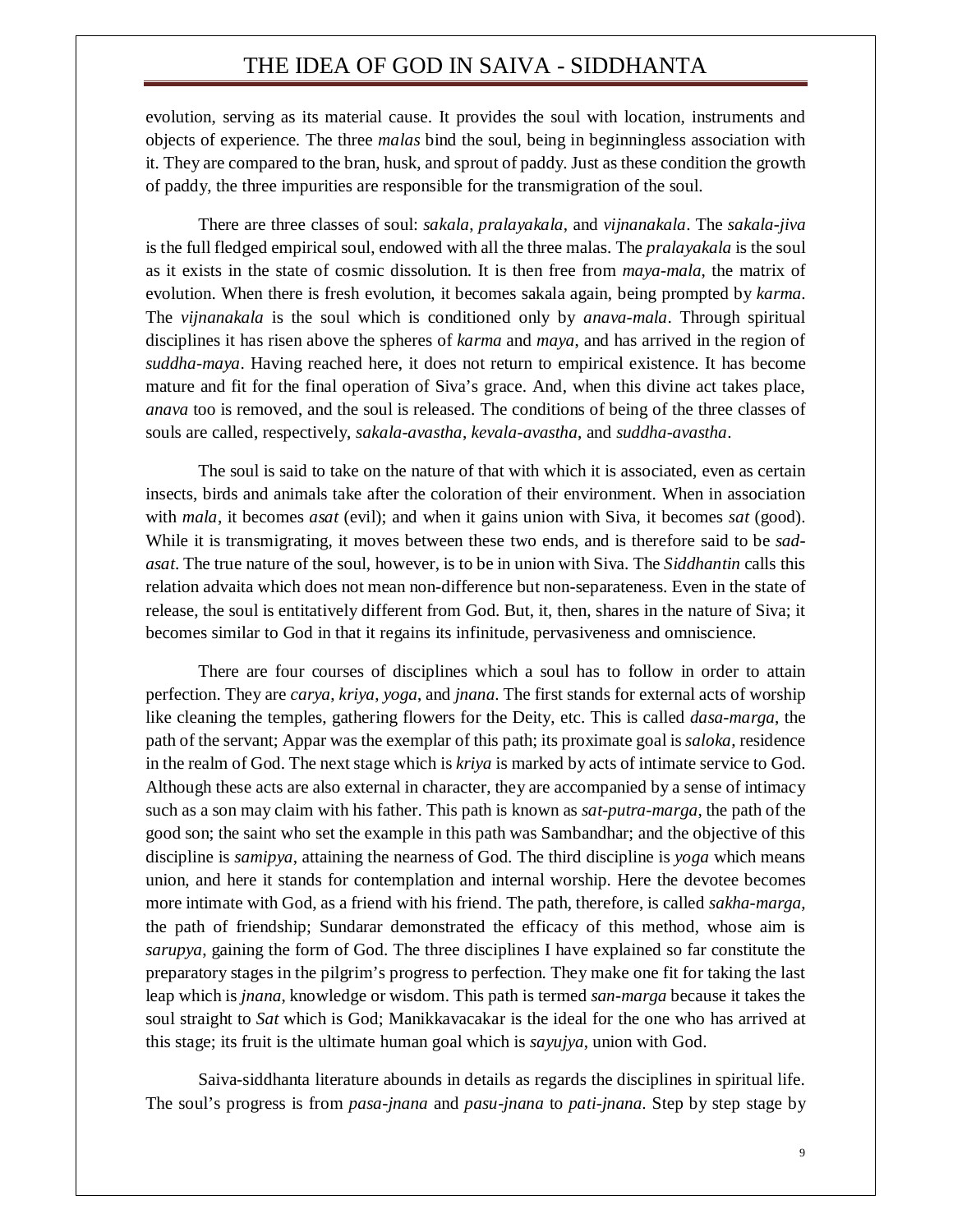evolution, serving as its material cause. It provides the soul with location, instruments and objects of experience. The three *malas* bind the soul, being in beginningless association with it. They are compared to the bran, husk, and sprout of paddy. Just as these condition the growth of paddy, the three impurities are responsible for the transmigration of the soul.

There are three classes of soul: *sakala*, *pralayakala*, and *vijnanakala*. The *sakala-jiva* is the full fledged empirical soul, endowed with all the three malas. The *pralayakala* is the soul as it exists in the state of cosmic dissolution. It is then free from *maya-mala*, the matrix of evolution. When there is fresh evolution, it becomes sakala again, being prompted by *karma*. The *vijnanakala* is the soul which is conditioned only by *anava-mala*. Through spiritual disciplines it has risen above the spheres of *karma* and *maya*, and has arrived in the region of *suddha-maya*. Having reached here, it does not return to empirical existence. It has become mature and fit for the final operation of Siva's grace. And, when this divine act takes place, *anava* too is removed, and the soul is released. The conditions of being of the three classes of souls are called, respectively, *sakala-avastha*, *kevala-avastha*, and *suddha-avastha*.

The soul is said to take on the nature of that with which it is associated, even as certain insects, birds and animals take after the coloration of their environment. When in association with *mala*, it becomes *asat* (evil); and when it gains union with Siva, it becomes *sat* (good). While it is transmigrating, it moves between these two ends, and is therefore said to be *sad-asat*. The true nature of the soul, however, is to be in union with Siva. The *Siddhantin* calls this relation advaita which does not mean non-difference but non-separateness. Even in the state of release, the soul is entitatively different from God. But, it, then, shares in the nature of Siva; it becomes similar to God in that it regains its infinitude, pervasiveness and omniscience.

There are four courses of disciplines which a soul has to follow in order to attain perfection. They are *carya*, *kriya*, *yoga*, and *jnana*. The first stands for external acts of worship like cleaning the temples, gathering flowers for the Deity, etc. This is called *dasa-marga*, the path of the servant; Appar was the exemplar of this path; its proximate goal is *saloka*, residence in the realm of God. The next stage which is *kriya* is marked by acts of intimate service to God. Although these acts are also external in character, they are accompanied by a sense of intimacy such as a son may claim with his father. This path is known as *sat-putra-marga*, the path of the good son; the saint who set the example in this path was Sambandhar; and the objective of this discipline is *samipya*, attaining the nearness of God. The third discipline is *yoga* which means union, and here it stands for contemplation and internal worship. Here the devotee becomes more intimate with God, as a friend with his friend. The path, therefore, is called *sakha-marga*, the path of friendship; Sundarar demonstrated the efficacy of this method, whose aim is *sarupya*, gaining the form of God. The three disciplines I have explained so far constitute the preparatory stages in the pilgrim's progress to perfection. They make one fit for taking the last leap which is *jnana*, knowledge or wisdom. This path is termed *san-marga* because it takes the soul straight to *Sat* which is God; Manikkavacakar is the ideal for the one who has arrived at this stage; its fruit is the ultimate human goal which is *sayujya*, union with God.

Saiva-siddhanta literature abounds in details as regards the disciplines in spiritual life. The soul's progress is from *pasa-jnana* and *pasu-jnana* to *pati-jnana*. Step by step stage by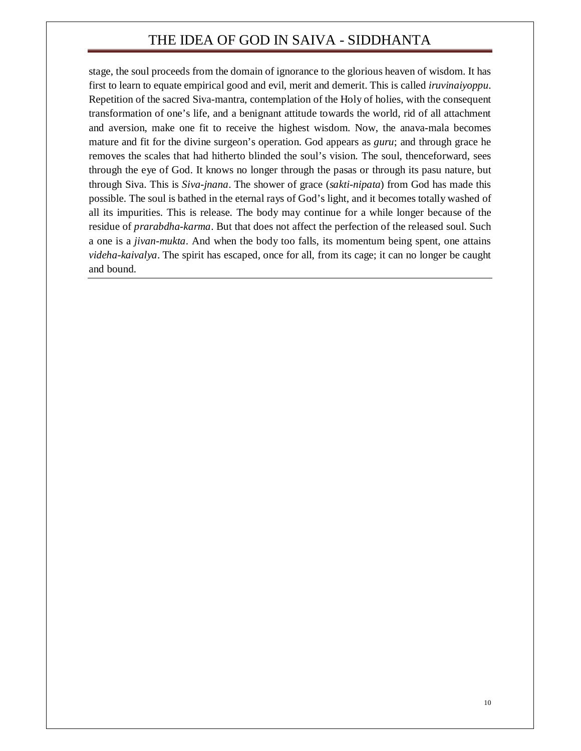stage, the soul proceeds from the domain of ignorance to the glorious heaven of wisdom. It has first to learn to equate empirical good and evil, merit and demerit. This is called *iruvinaiyoppu*. Repetition of the sacred Siva-mantra, contemplation of the Holy of holies, with the consequent transformation of one's life, and a benignant attitude towards the world, rid of all attachment and aversion, make one fit to receive the highest wisdom. Now, the anava-mala becomes mature and fit for the divine surgeon's operation. God appears as *guru*; and through grace he removes the scales that had hitherto blinded the soul's vision. The soul, thenceforward, sees through the eye of God. It knows no longer through the pasas or through its pasu nature, but through Siva. This is *Siva-jnana*. The shower of grace (*sakti-nipata*) from God has made this possible. The soul is bathed in the eternal rays of God's light, and it becomes totally washed of all its impurities. This is release. The body may continue for a while longer because of the residue of *prarabdha-karma*. But that does not affect the perfection of the released soul. Such a one is a *jivan-mukta*. And when the body too falls, its momentum being spent, one attains *videha-kaivalya*. The spirit has escaped, once for all, from its cage; it can no longer be caught and bound.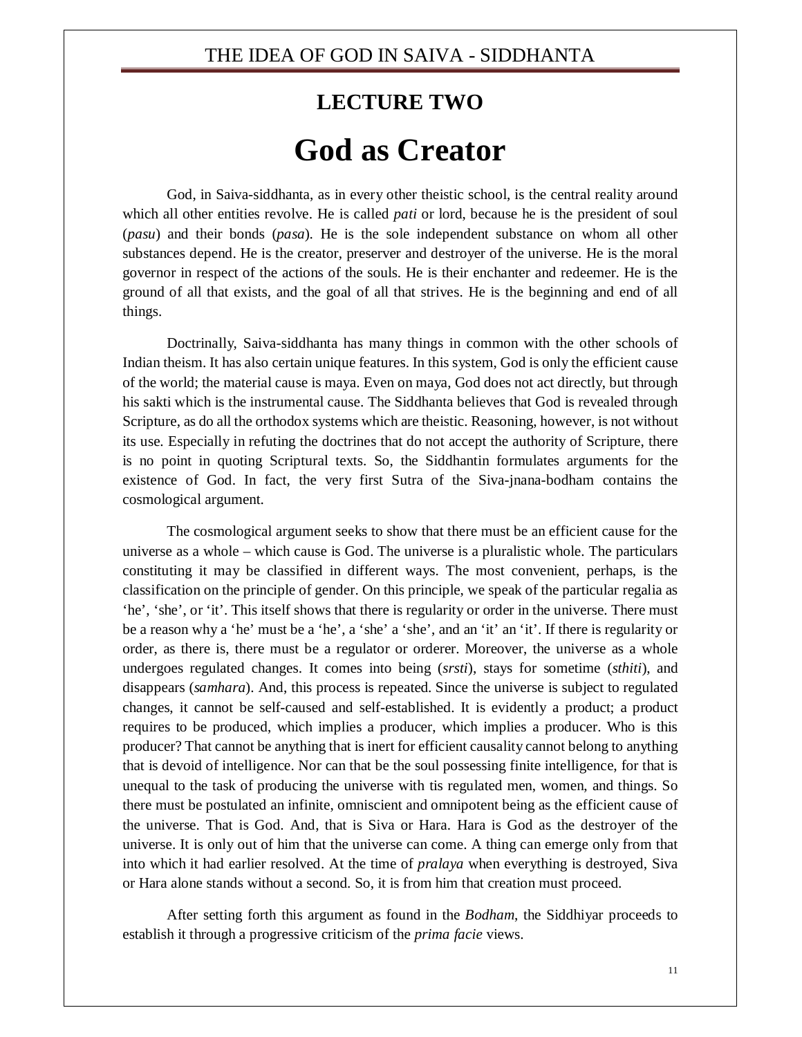# LECTURE TWO

# God as Creator

God, in Saiva-siddhanta, as in every other theistic school, is the central reality around which all other entities revolve. He is called *pati* or lord, because he is the president of soul (*pasu*) and their bonds (*pasa*). He is the sole independent substance on whom all other substances depend. He is the creator, preserver and destroyer of the universe. He is the moral governor in respect of the actions of the souls. He is their enchanter and redeemer. He is the ground of all that exists, and the goal of all that strives. He is the beginning and end of all things.

Doctrinally, Saiva-siddhanta has many things in common with the other schools of Indian theism. It has also certain unique features. In this system, God is only the efficient cause of the world; the material cause is maya. Even on maya, God does not act directly, but through his sakti which is the instrumental cause. The Siddhanta believes that God is revealed through Scripture, as do all the orthodox systems which are theistic. Reasoning, however, is not without its use. Especially in refuting the doctrines that do not accept the authority of Scripture, there is no point in quoting Scriptural texts. So, the Siddhantin formulates arguments for the existence of God. In fact, the very first Sutra of the Siva-jnana-bodham contains the cosmological argument.

The cosmological argument seeks to show that there must be an efficient cause for the universe as a whole – which cause is God. The universe is a pluralistic whole. The particulars constituting it may be classified in different ways. The most convenient, perhaps, is the classification on the principle of gender. On this principle, we speak of the particular regalia as 'he', 'she', or 'it'. This itself shows that there is regularity or order in the universe. There must be a reason why a 'he' must be a 'he', a 'she' a 'she', and an 'it' an 'it'. If there is regularity or order, as there is, there must be a regulator or orderer. Moreover, the universe as a whole undergoes regulated changes. It comes into being (*srsti*), stays for sometime (*sthiti*), and disappears (*samhara*). And, this process is repeated. Since the universe is subject to regulated changes, it cannot be self-caused and self-established. It is evidently a product; a product requires to be produced, which implies a producer, which implies a producer. Who is this producer? That cannot be anything that is inert for efficient causality cannot belong to anything that is devoid of intelligence. Nor can that be the soul possessing finite intelligence, for that is unequal to the task of producing the universe with tis regulated men, women, and things. So there must be postulated an infinite, omniscient and omnipotent being as the efficient cause of the universe. That is God. And, that is Siva or Hara. Hara is God as the destroyer of the universe. It is only out of him that the universe can come. A thing can emerge only from that into which it had earlier resolved. At the time of *pralaya* when everything is destroyed, Siva or Hara alone stands without a second. So, it is from him that creation must proceed.

After setting forth this argument as found in the *Bodham*, the Siddhiyar proceeds to establish it through a progressive criticism of the *prima facie* views.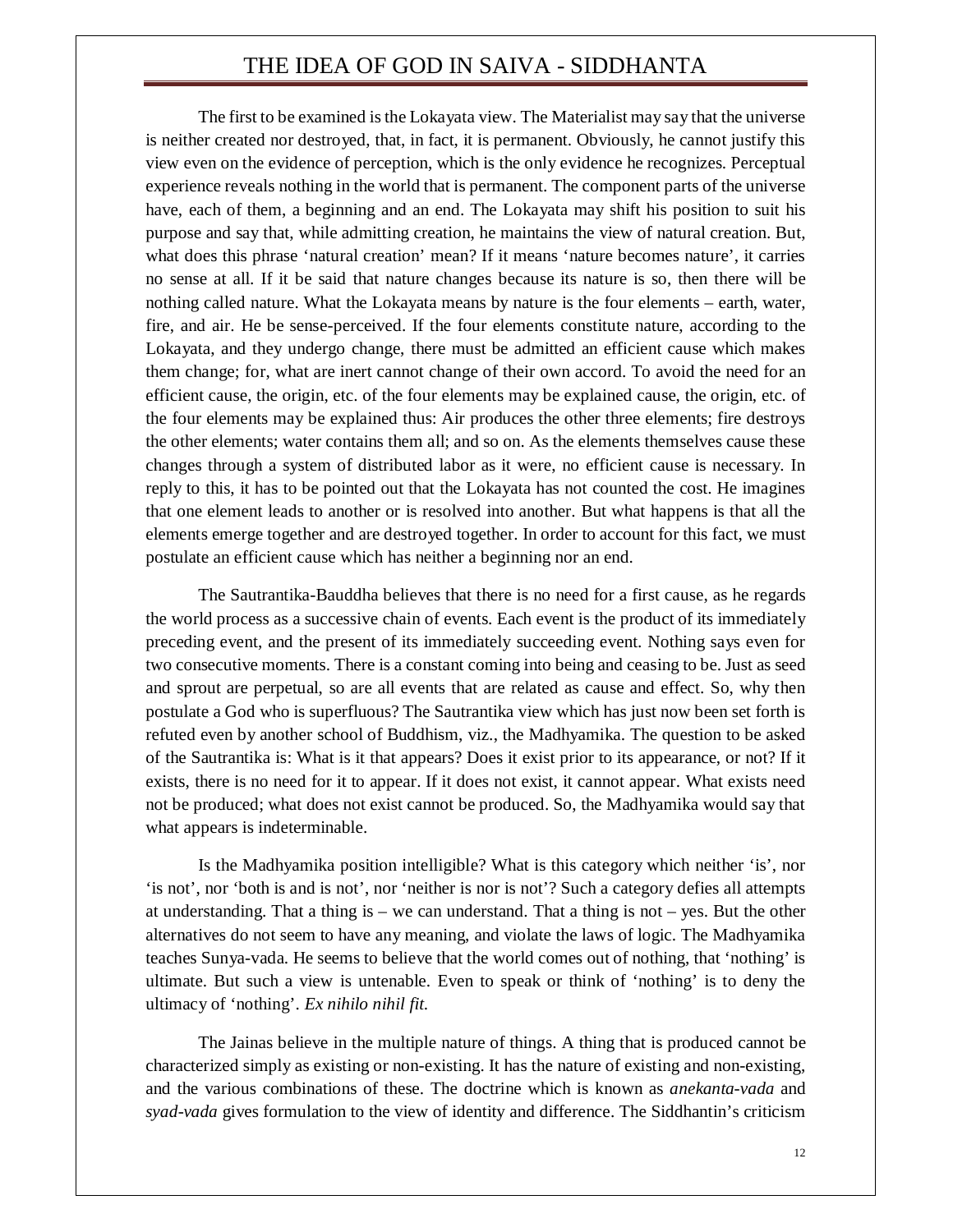The first to be examined is the Lokayata view. The Materialist may say that the universe is neither created nor destroyed, that, in fact, it is permanent. Obviously, he cannot justify this view even on the evidence of perception, which is the only evidence he recognizes. Perceptual experience reveals nothing in the world that is permanent. The component parts of the universe have, each of them, a beginning and an end. The Lokayata may shift his position to suit his purpose and say that, while admitting creation, he maintains the view of natural creation. But, what does this phrase 'natural creation' mean? If it means 'nature becomes nature', it carries no sense at all. If it be said that nature changes because its nature is so, then there will be nothing called nature. What the Lokayata means by nature is the four elements – earth, water, fire, and air. He be sense-perceived. If the four elements constitute nature, according to the Lokayata, and they undergo change, there must be admitted an efficient cause which makes them change; for, what are inert cannot change of their own accord. To avoid the need for an efficient cause, the origin, etc. of the four elements may be explained cause, the origin, etc. of the four elements may be explained thus: Air produces the other three elements; fire destroys the other elements; water contains them all; and so on. As the elements themselves cause these changes through a system of distributed labor as it were, no efficient cause is necessary. In reply to this, it has to be pointed out that the Lokayata has not counted the cost. He imagines that one element leads to another or is resolved into another. But what happens is that all the elements emerge together and are destroyed together. In order to account for this fact, we must postulate an efficient cause which has neither a beginning nor an end.

The Sautrantika-Bauddha believes that there is no need for a first cause, as he regards the world process as a successive chain of events. Each event is the product of its immediately preceding event, and the present of its immediately succeeding event. Nothing says even for two consecutive moments. There is a constant coming into being and ceasing to be. Just as seed and sprout are perpetual, so are all events that are related as cause and effect. So, why then postulate a God who is superfluous? The Sautrantika view which has just now been set forth is refuted even by another school of Buddhism, viz., the Madhyamika. The question to be asked of the Sautrantika is: What is it that appears? Does it exist prior to its appearance, or not? If it exists, there is no need for it to appear. If it does not exist, it cannot appear. What exists need not be produced; what does not exist cannot be produced. So, the Madhyamika would say that what appears is indeterminable.

Is the Madhyamika position intelligible? What is this category which neither 'is', nor 'is not', nor 'both is and is not', nor 'neither is nor is not'? Such a category defies all attempts at understanding. That a thing is – we can understand. That a thing is not – yes. But the other alternatives do not seem to have any meaning, and violate the laws of logic. The Madhyamika teaches Sunya-vada. He seems to believe that the world comes out of nothing, that 'nothing' is ultimate. But such a view is untenable. Even to speak or think of 'nothing' is to deny the ultimacy of 'nothing'. *Ex nihilo nihil fit.*

The Jainas believe in the multiple nature of things. A thing that is produced cannot be characterized simply as existing or non-existing. It has the nature of existing and non-existing, and the various combinations of these. The doctrine which is known as *anekanta-vada* and *syad-vada* gives formulation to the view of identity and difference. The Siddhantin's criticism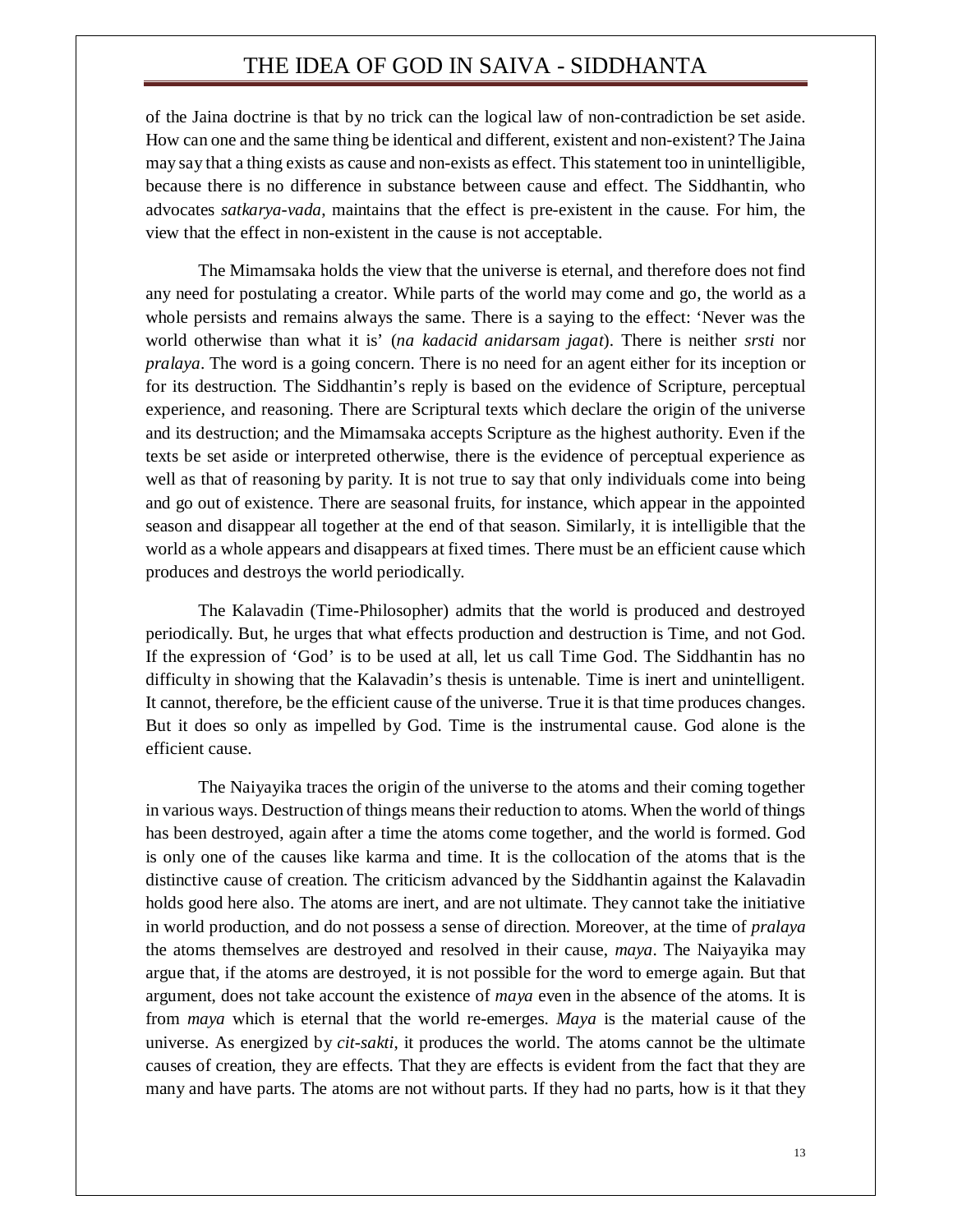of the Jaina doctrine is that by no trick can the logical law of non-contradiction be set aside. How can one and the same thing be identical and different, existent and non-existent? The Jaina may say that a thing exists as cause and non-exists as effect. This statement too in unintelligible, because there is no difference in substance between cause and effect. The Siddhantin, who advocates *satkarya-vada*, maintains that the effect is pre-existent in the cause. For him, the view that the effect in non-existent in the cause is not acceptable.

The Mimamsaka holds the view that the universe is eternal, and therefore does not find any need for postulating a creator. While parts of the world may come and go, the world as a whole persists and remains always the same. There is a saying to the effect: 'Never was the world otherwise than what it is' (*na kadacid anidarsam jagat*). There is neither *srsti* nor *pralaya*. The word is a going concern. There is no need for an agent either for its inception or for its destruction. The Siddhantin's reply is based on the evidence of Scripture, perceptual experience, and reasoning. There are Scriptural texts which declare the origin of the universe and its destruction; and the Mimamsaka accepts Scripture as the highest authority. Even if the texts be set aside or interpreted otherwise, there is the evidence of perceptual experience as well as that of reasoning by parity. It is not true to say that only individuals come into being and go out of existence. There are seasonal fruits, for instance, which appear in the appointed season and disappear all together at the end of that season. Similarly, it is intelligible that the world as a whole appears and disappears at fixed times. There must be an efficient cause which produces and destroys the world periodically.

The Kalavadin (Time-Philosopher) admits that the world is produced and destroyed periodically. But, he urges that what effects production and destruction is Time, and not God. If the expression of 'God' is to be used at all, let us call Time God. The Siddhantin has no difficulty in showing that the Kalavadin's thesis is untenable. Time is inert and unintelligent. It cannot, therefore, be the efficient cause of the universe. True it is that time produces changes. But it does so only as impelled by God. Time is the instrumental cause. God alone is the efficient cause.

The Naiyayika traces the origin of the universe to the atoms and their coming together in various ways. Destruction of things means their reduction to atoms. When the world of things has been destroyed, again after a time the atoms come together, and the world is formed. God is only one of the causes like karma and time. It is the collocation of the atoms that is the distinctive cause of creation. The criticism advanced by the Siddhantin against the Kalavadin holds good here also. The atoms are inert, and are not ultimate. They cannot take the initiative in world production, and do not possess a sense of direction. Moreover, at the time of *pralaya* the atoms themselves are destroyed and resolved in their cause, *maya*. The Naiyayika may argue that, if the atoms are destroyed, it is not possible for the word to emerge again. But that argument, does not take account the existence of *maya* even in the absence of the atoms. It is from *maya* which is eternal that the world re-emerges. *Maya* is the material cause of the universe. As energized by *cit-sakti*, it produces the world. The atoms cannot be the ultimate causes of creation, they are effects. That they are effects is evident from the fact that they are many and have parts. The atoms are not without parts. If they had no parts, how is it that they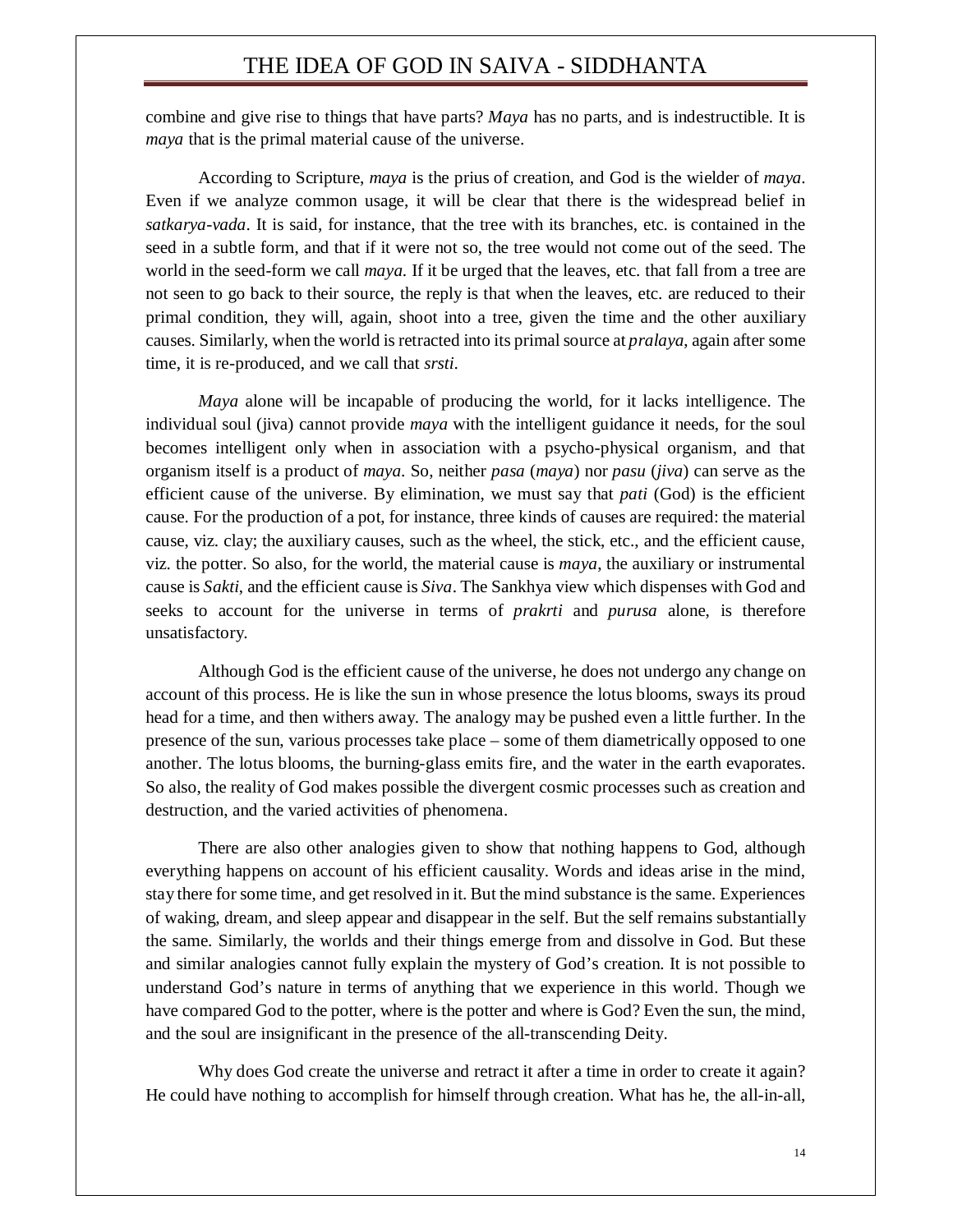combine and give rise to things that have parts? *Maya* has no parts, and is indestructible. It is *maya* that is the primal material cause of the universe.

According to Scripture, *maya* is the prius of creation, and God is the wielder of *maya*. Even if we analyze common usage, it will be clear that there is the widespread belief in *satkarya-vada*. It is said, for instance, that the tree with its branches, etc. is contained in the seed in a subtle form, and that if it were not so, the tree would not come out of the seed. The world in the seed-form we call *maya.* If it be urged that the leaves, etc. that fall from a tree are not seen to go back to their source, the reply is that when the leaves, etc. are reduced to their primal condition, they will, again, shoot into a tree, given the time and the other auxiliary causes. Similarly, when the world is retracted into its primal source at *pralaya*, again after some time, it is re-produced, and we call that *srsti.*

*Maya* alone will be incapable of producing the world, for it lacks intelligence. The individual soul (jiva) cannot provide *maya* with the intelligent guidance it needs, for the soul becomes intelligent only when in association with a psycho-physical organism, and that organism itself is a product of *maya.* So, neither *pasa* (*maya*) nor *pasu* (*jiva*) can serve as the efficient cause of the universe. By elimination, we must say that *pati* (God) is the efficient cause. For the production of a pot, for instance, three kinds of causes are required: the material cause, viz. clay; the auxiliary causes, such as the wheel, the stick, etc., and the efficient cause, viz. the potter. So also, for the world, the material cause is *maya*, the auxiliary or instrumental cause is *Sakti*, and the efficient cause is *Siva*. The Sankhya view which dispenses with God and seeks to account for the universe in terms of *prakrti* and *purusa* alone, is therefore unsatisfactory.

Although God is the efficient cause of the universe, he does not undergo any change on account of this process. He is like the sun in whose presence the lotus blooms, sways its proud head for a time, and then withers away. The analogy may be pushed even a little further. In the presence of the sun, various processes take place – some of them diametrically opposed to one another. The lotus blooms, the burning-glass emits fire, and the water in the earth evaporates. So also, the reality of God makes possible the divergent cosmic processes such as creation and destruction, and the varied activities of phenomena.

There are also other analogies given to show that nothing happens to God, although everything happens on account of his efficient causality. Words and ideas arise in the mind, stay there for some time, and get resolved in it. But the mind substance is the same. Experiences of waking, dream, and sleep appear and disappear in the self. But the self remains substantially the same. Similarly, the worlds and their things emerge from and dissolve in God. But these and similar analogies cannot fully explain the mystery of God's creation. It is not possible to understand God's nature in terms of anything that we experience in this world. Though we have compared God to the potter, where is the potter and where is God? Even the sun, the mind, and the soul are insignificant in the presence of the all-transcending Deity.

Why does God create the universe and retract it after a time in order to create it again? He could have nothing to accomplish for himself through creation. What has he, the all-in-all,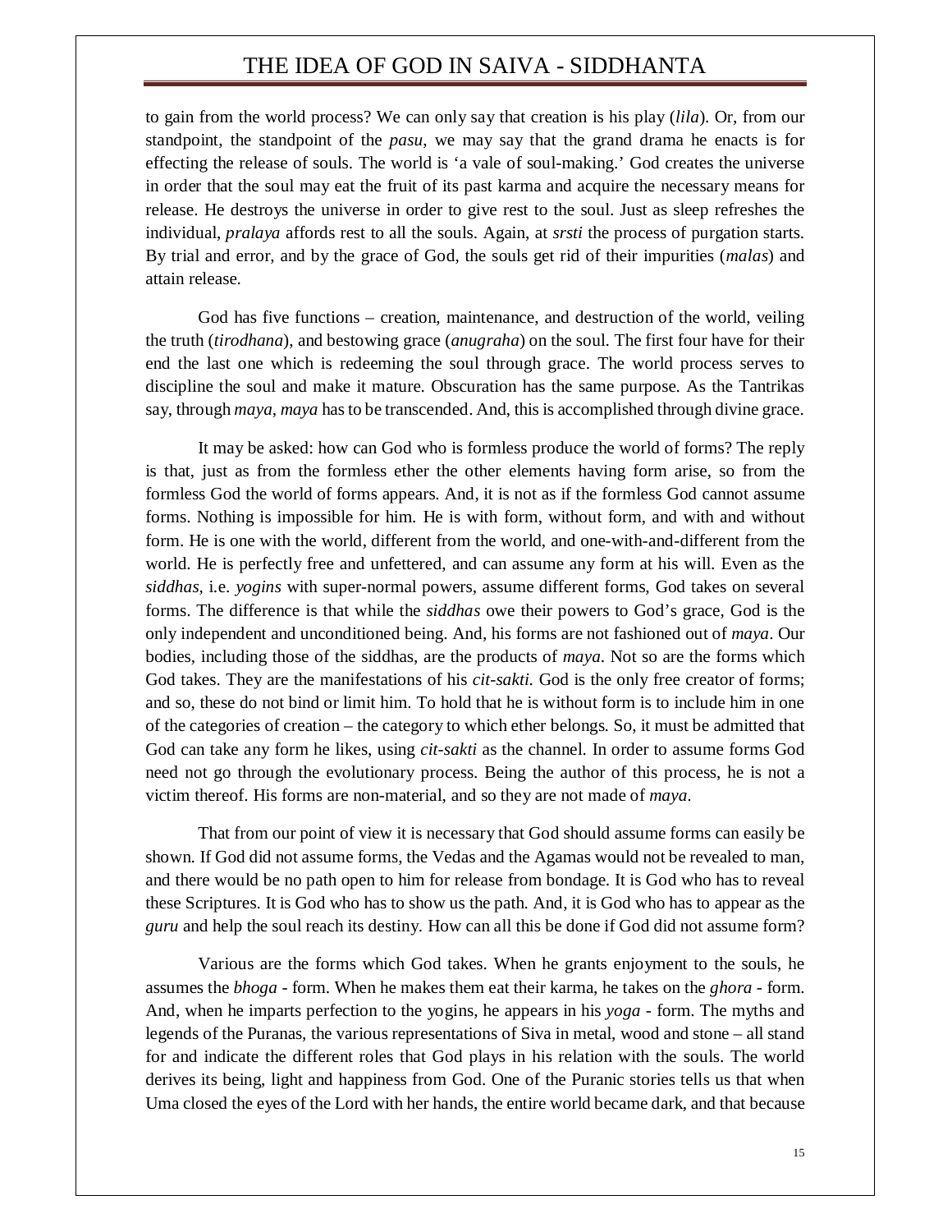to gain from the world process? We can only say that creation is his play (*lila*). Or, from our standpoint, the standpoint of the *pasu*, we may say that the grand drama he enacts is for effecting the release of souls. The world is 'a vale of soul-making.' God creates the universe in order that the soul may eat the fruit of its past karma and acquire the necessary means for release. He destroys the universe in order to give rest to the soul. Just as sleep refreshes the individual, *pralaya* affords rest to all the souls. Again, at *srsti* the process of purgation starts. By trial and error, and by the grace of God, the souls get rid of their impurities (*malas*) and attain release.

God has five functions – creation, maintenance, and destruction of the world, veiling the truth (*tirodhana*), and bestowing grace (*anugraha*) on the soul. The first four have for their end the last one which is redeeming the soul through grace. The world process serves to discipline the soul and make it mature. Obscuration has the same purpose. As the Tantrikas say, through *maya*, *maya* has to be transcended. And, this is accomplished through divine grace.

It may be asked: how can God who is formless produce the world of forms? The reply is that, just as from the formless ether the other elements having form arise, so from the formless God the world of forms appears. And, it is not as if the formless God cannot assume forms. Nothing is impossible for him. He is with form, without form, and with and without form. He is one with the world, different from the world, and one-with-and-different from the world. He is perfectly free and unfettered, and can assume any form at his will. Even as the *siddhas*, i.e. *yogins* with super-normal powers, assume different forms, God takes on several forms. The difference is that while the *siddhas* owe their powers to God's grace, God is the only independent and unconditioned being. And, his forms are not fashioned out of *maya*. Our bodies, including those of the siddhas, are the products of *maya*. Not so are the forms which God takes. They are the manifestations of his *cit-sakti*. God is the only free creator of forms; and so, these do not bind or limit him. To hold that he is without form is to include him in one of the categories of creation – the category to which ether belongs. So, it must be admitted that God can take any form he likes, using *cit-sakti* as the channel. In order to assume forms God need not go through the evolutionary process. Being the author of this process, he is not a victim thereof. His forms are non-material, and so they are not made of *maya*.

That from our point of view it is necessary that God should assume forms can easily be shown. If God did not assume forms, the Vedas and the Agamas would not be revealed to man, and there would be no path open to him for release from bondage. It is God who has to reveal these Scriptures. It is God who has to show us the path. And, it is God who has to appear as the *guru* and help the soul reach its destiny. How can all this be done if God did not assume form?

Various are the forms which God takes. When he grants enjoyment to the souls, he assumes the *bhoga* - form. When he makes them eat their karma, he takes on the *ghora* - form. And, when he imparts perfection to the yogins, he appears in his *yoga* - form. The myths and legends of the Puranas, the various representations of Siva in metal, wood and stone – all stand for and indicate the different roles that God plays in his relation with the souls. The world derives its being, light and happiness from God. One of the Puranic stories tells us that when Uma closed the eyes of the Lord with her hands, the entire world became dark, and that because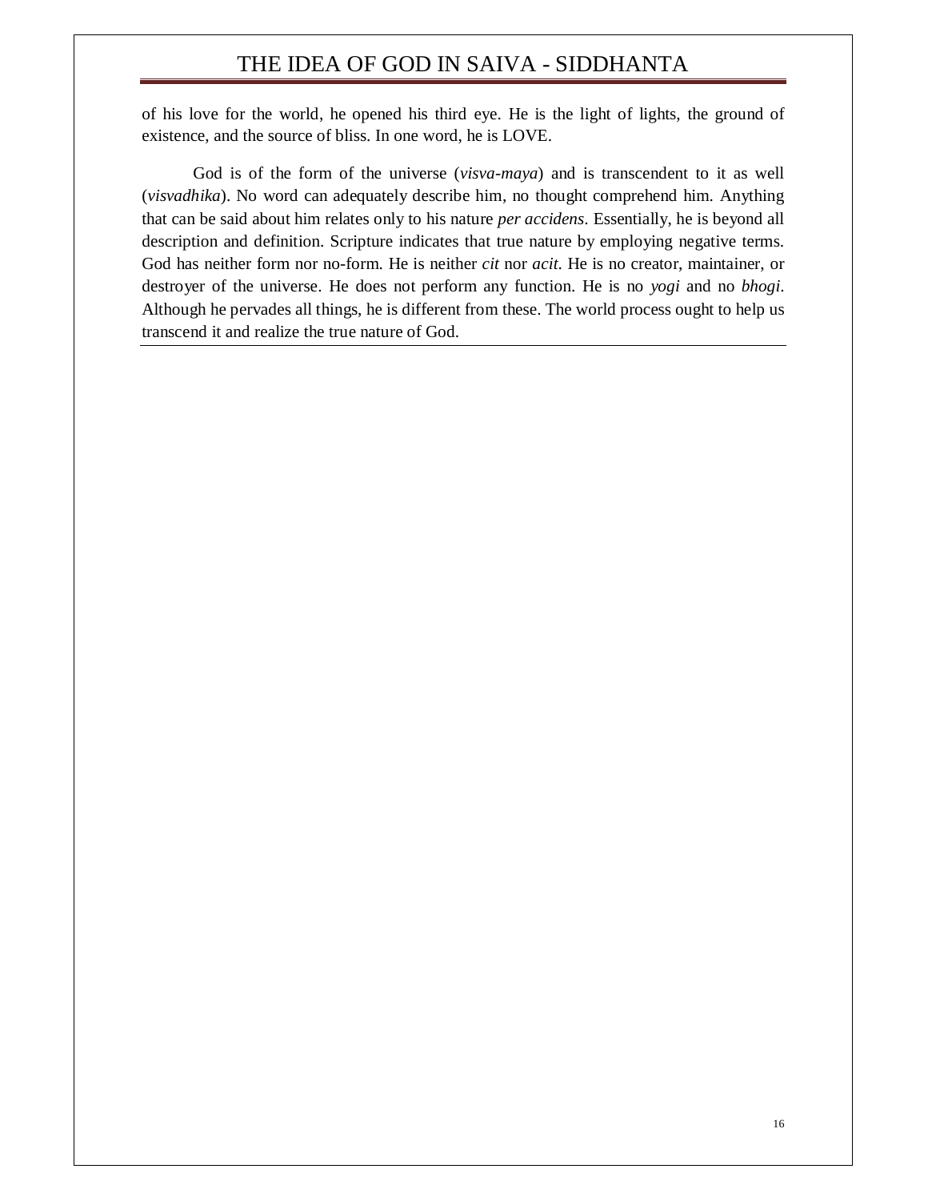of his love for the world, he opened his third eye. He is the light of lights, the ground of existence, and the source of bliss. In one word, he is LOVE.

God is of the form of the universe (*visva-maya*) and is transcendent to it as well (*visvadhika*). No word can adequately describe him, no thought comprehend him. Anything that can be said about him relates only to his nature *per accidens*. Essentially, he is beyond all description and definition. Scripture indicates that true nature by employing negative terms. God has neither form nor no-form. He is neither *cit* nor *acit*. He is no creator, maintainer, or destroyer of the universe. He does not perform any function. He is no *yogi* and no *bhogi*. Although he pervades all things, he is different from these. The world process ought to help us transcend it and realize the true nature of God.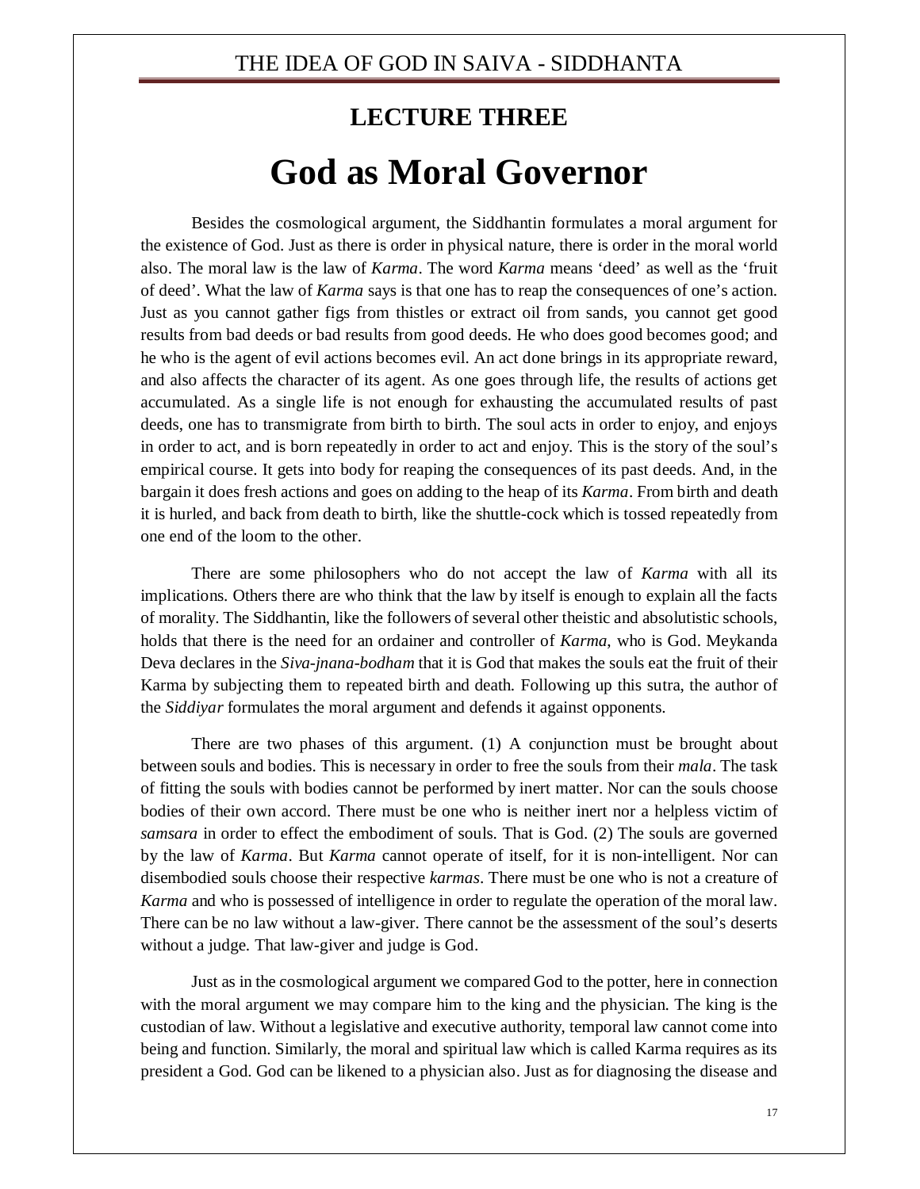## LECTURE THREE

# God as Moral Governor

Besides the cosmological argument, the Siddhantin formulates a moral argument for the existence of God. Just as there is order in physical nature, there is order in the moral world also. The moral law is the law of *Karma*. The word *Karma* means 'deed' as well as the 'fruit of deed'. What the law of *Karma* says is that one has to reap the consequences of one's action. Just as you cannot gather figs from thistles or extract oil from sands, you cannot get good results from bad deeds or bad results from good deeds. He who does good becomes good; and he who is the agent of evil actions becomes evil. An act done brings in its appropriate reward, and also affects the character of its agent. As one goes through life, the results of actions get accumulated. As a single life is not enough for exhausting the accumulated results of past deeds, one has to transmigrate from birth to birth. The soul acts in order to enjoy, and enjoys in order to act, and is born repeatedly in order to act and enjoy. This is the story of the soul's empirical course. It gets into body for reaping the consequences of its past deeds. And, in the bargain it does fresh actions and goes on adding to the heap of its *Karma*. From birth and death it is hurled, and back from death to birth, like the shuttle-cock which is tossed repeatedly from one end of the loom to the other.

There are some philosophers who do not accept the law of *Karma* with all its implications. Others there are who think that the law by itself is enough to explain all the facts of morality. The Siddhantin, like the followers of several other theistic and absolutistic schools, holds that there is the need for an ordainer and controller of *Karma*, who is God. Meykanda Deva declares in the *Siva-jnana-bodham* that it is God that makes the souls eat the fruit of their Karma by subjecting them to repeated birth and death. Following up this sutra, the author of the *Siddiyar* formulates the moral argument and defends it against opponents.

There are two phases of this argument. (1) A conjunction must be brought about between souls and bodies. This is necessary in order to free the souls from their *mala*. The task of fitting the souls with bodies cannot be performed by inert matter. Nor can the souls choose bodies of their own accord. There must be one who is neither inert nor a helpless victim of *samsara* in order to effect the embodiment of souls. That is God. (2) The souls are governed by the law of *Karma*. But *Karma* cannot operate of itself, for it is non-intelligent. Nor can disembodied souls choose their respective *karmas*. There must be one who is not a creature of *Karma* and who is possessed of intelligence in order to regulate the operation of the moral law. There can be no law without a law-giver. There cannot be the assessment of the soul's deserts without a judge. That law-giver and judge is God.

Just as in the cosmological argument we compared God to the potter, here in connection with the moral argument we may compare him to the king and the physician. The king is the custodian of law. Without a legislative and executive authority, temporal law cannot come into being and function. Similarly, the moral and spiritual law which is called Karma requires as its president a God. God can be likened to a physician also. Just as for diagnosing the disease and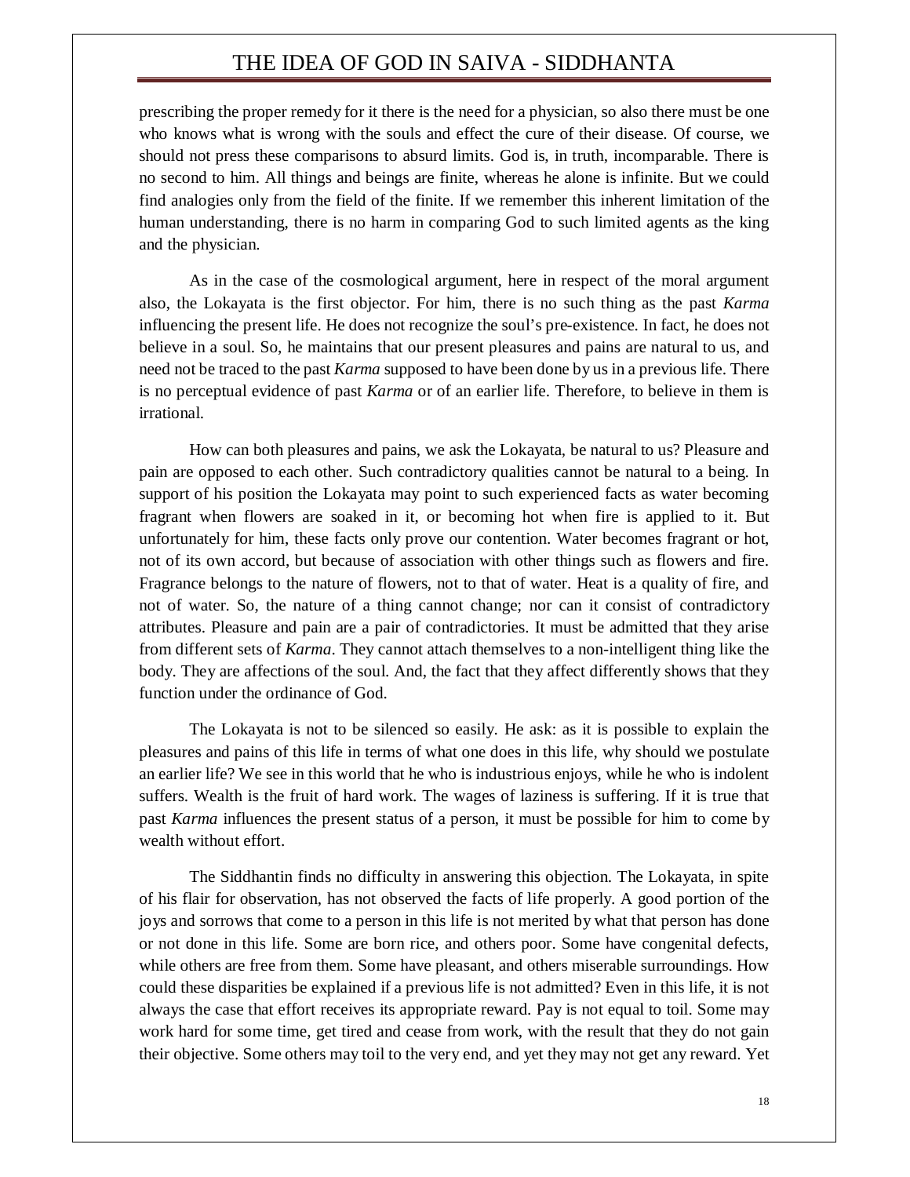prescribing the proper remedy for it there is the need for a physician, so also there must be one who knows what is wrong with the souls and effect the cure of their disease. Of course, we should not press these comparisons to absurd limits. God is, in truth, incomparable. There is no second to him. All things and beings are finite, whereas he alone is infinite. But we could find analogies only from the field of the finite. If we remember this inherent limitation of the human understanding, there is no harm in comparing God to such limited agents as the king and the physician.

As in the case of the cosmological argument, here in respect of the moral argument also, the Lokayata is the first objector. For him, there is no such thing as the past *Karma* influencing the present life. He does not recognize the soul's pre-existence. In fact, he does not believe in a soul. So, he maintains that our present pleasures and pains are natural to us, and need not be traced to the past *Karma* supposed to have been done by us in a previous life. There is no perceptual evidence of past *Karma* or of an earlier life. Therefore, to believe in them is irrational.

How can both pleasures and pains, we ask the Lokayata, be natural to us? Pleasure and pain are opposed to each other. Such contradictory qualities cannot be natural to a being. In support of his position the Lokayata may point to such experienced facts as water becoming fragrant when flowers are soaked in it, or becoming hot when fire is applied to it. But unfortunately for him, these facts only prove our contention. Water becomes fragrant or hot, not of its own accord, but because of association with other things such as flowers and fire. Fragrance belongs to the nature of flowers, not to that of water. Heat is a quality of fire, and not of water. So, the nature of a thing cannot change; nor can it consist of contradictory attributes. Pleasure and pain are a pair of contradictories. It must be admitted that they arise from different sets of *Karma*. They cannot attach themselves to a non-intelligent thing like the body. They are affections of the soul. And, the fact that they affect differently shows that they function under the ordinance of God.

The Lokayata is not to be silenced so easily. He ask: as it is possible to explain the pleasures and pains of this life in terms of what one does in this life, why should we postulate an earlier life? We see in this world that he who is industrious enjoys, while he who is indolent suffers. Wealth is the fruit of hard work. The wages of laziness is suffering. If it is true that past *Karma* influences the present status of a person, it must be possible for him to come by wealth without effort.

The Siddhantin finds no difficulty in answering this objection. The Lokayata, in spite of his flair for observation, has not observed the facts of life properly. A good portion of the joys and sorrows that come to a person in this life is not merited by what that person has done or not done in this life. Some are born rice, and others poor. Some have congenital defects, while others are free from them. Some have pleasant, and others miserable surroundings. How could these disparities be explained if a previous life is not admitted? Even in this life, it is not always the case that effort receives its appropriate reward. Pay is not equal to toil. Some may work hard for some time, get tired and cease from work, with the result that they do not gain their objective. Some others may toil to the very end, and yet they may not get any reward. Yet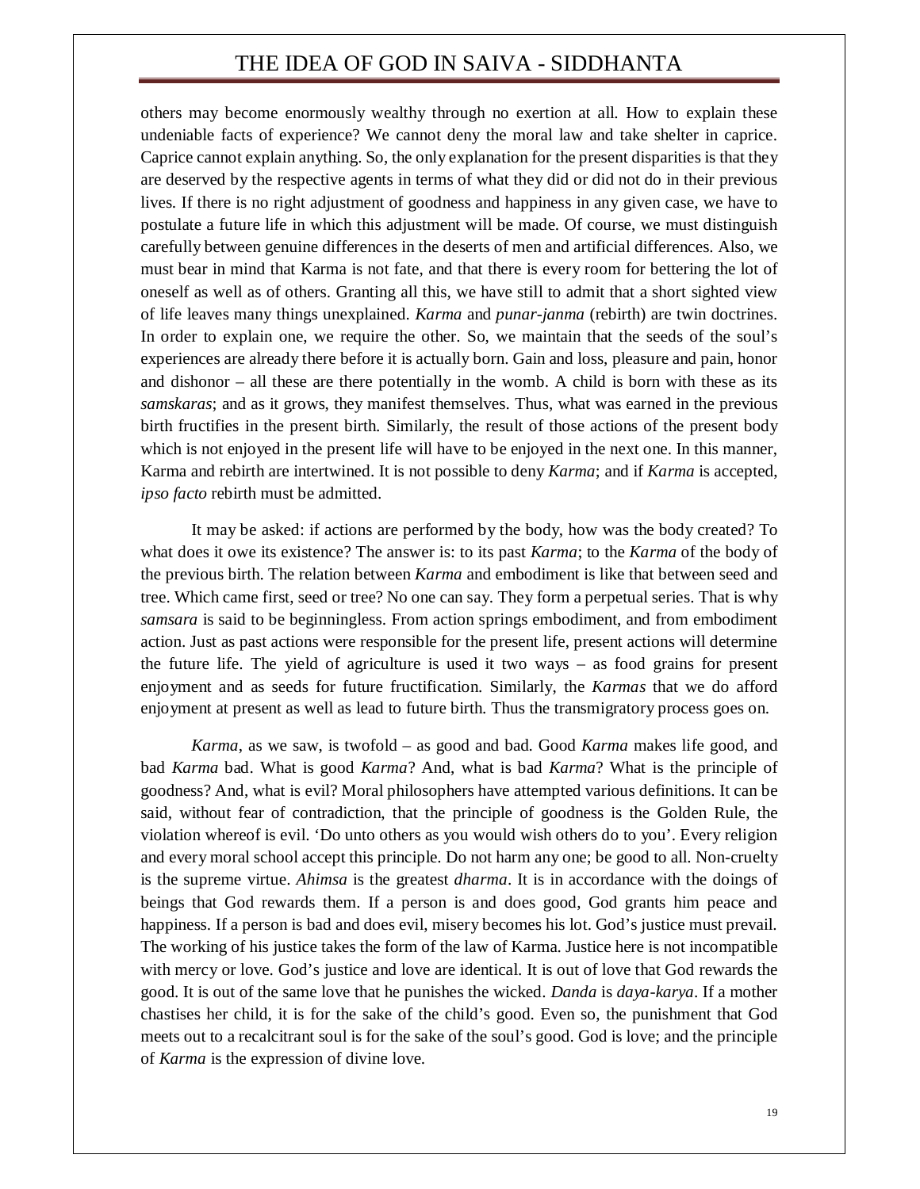others may become enormously wealthy through no exertion at all. How to explain these undeniable facts of experience? We cannot deny the moral law and take shelter in caprice. Caprice cannot explain anything. So, the only explanation for the present disparities is that they are deserved by the respective agents in terms of what they did or did not do in their previous lives. If there is no right adjustment of goodness and happiness in any given case, we have to postulate a future life in which this adjustment will be made. Of course, we must distinguish carefully between genuine differences in the deserts of men and artificial differences. Also, we must bear in mind that Karma is not fate, and that there is every room for bettering the lot of oneself as well as of others. Granting all this, we have still to admit that a short sighted view of life leaves many things unexplained. *Karma* and *punar-janma* (rebirth) are twin doctrines. In order to explain one, we require the other. So, we maintain that the seeds of the soul's experiences are already there before it is actually born. Gain and loss, pleasure and pain, honor and dishonor – all these are there potentially in the womb. A child is born with these as its *samskaras*; and as it grows, they manifest themselves. Thus, what was earned in the previous birth fructifies in the present birth. Similarly, the result of those actions of the present body which is not enjoyed in the present life will have to be enjoyed in the next one. In this manner, Karma and rebirth are intertwined. It is not possible to deny *Karma*; and if *Karma* is accepted, *ipso facto* rebirth must be admitted.

It may be asked: if actions are performed by the body, how was the body created? To what does it owe its existence? The answer is: to its past *Karma*; to the *Karma* of the body of the previous birth. The relation between *Karma* and embodiment is like that between seed and tree. Which came first, seed or tree? No one can say. They form a perpetual series. That is why *samsara* is said to be beginningless. From action springs embodiment, and from embodiment action. Just as past actions were responsible for the present life, present actions will determine the future life. The yield of agriculture is used it two ways – as food grains for present enjoyment and as seeds for future fructification. Similarly, the *Karmas* that we do afford enjoyment at present as well as lead to future birth. Thus the transmigratory process goes on.

*Karma*, as we saw, is twofold – as good and bad. Good *Karma* makes life good, and bad *Karma* bad. What is good *Karma*? And, what is bad *Karma*? What is the principle of goodness? And, what is evil? Moral philosophers have attempted various definitions. It can be said, without fear of contradiction, that the principle of goodness is the Golden Rule, the violation whereof is evil. 'Do unto others as you would wish others do to you'. Every religion and every moral school accept this principle. Do not harm any one; be good to all. Non-cruelty is the supreme virtue. *Ahimsa* is the greatest *dharma*. It is in accordance with the doings of beings that God rewards them. If a person is and does good, God grants him peace and happiness. If a person is bad and does evil, misery becomes his lot. God's justice must prevail. The working of his justice takes the form of the law of Karma. Justice here is not incompatible with mercy or love. God's justice and love are identical. It is out of love that God rewards the good. It is out of the same love that he punishes the wicked. *Danda* is *daya-karya*. If a mother chastises her child, it is for the sake of the child's good. Even so, the punishment that God meets out to a recalcitrant soul is for the sake of the soul's good. God is love; and the principle of *Karma* is the expression of divine love.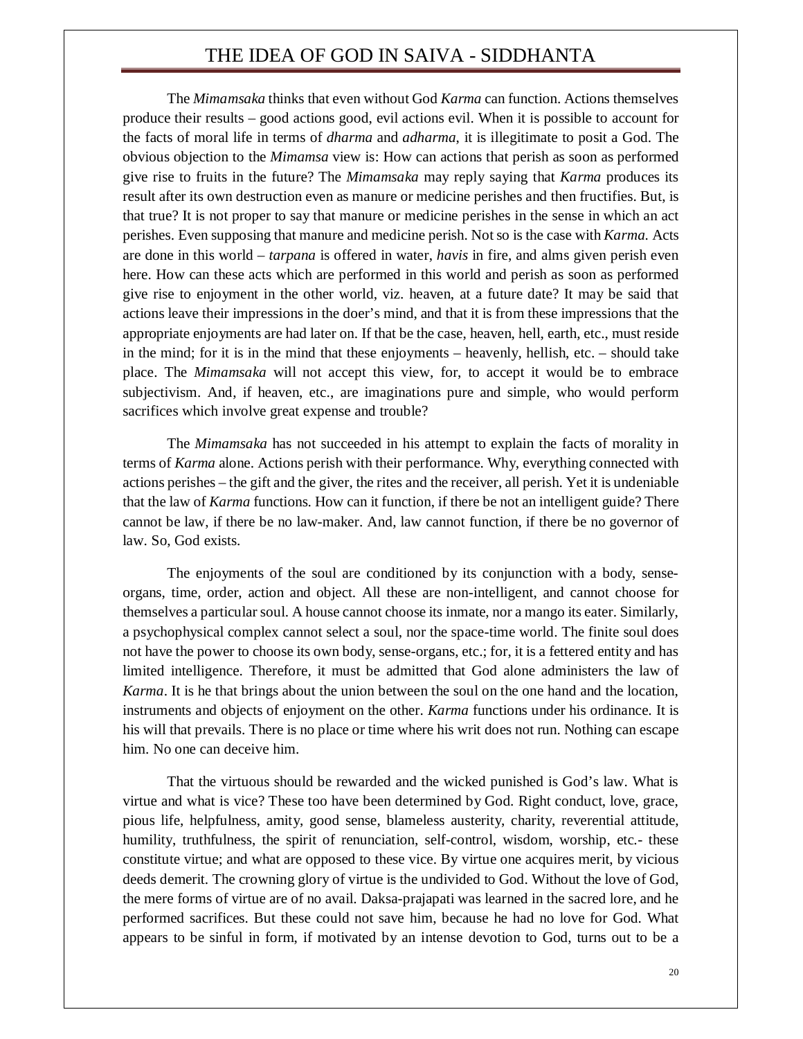The *Mimamsaka* thinks that even without God *Karma* can function. Actions themselves produce their results – good actions good, evil actions evil. When it is possible to account for the facts of moral life in terms of *dharma* and *adharma*, it is illegitimate to posit a God. The obvious objection to the *Mimamsa* view is: How can actions that perish as soon as performed give rise to fruits in the future? The *Mimamsaka* may reply saying that *Karma* produces its result after its own destruction even as manure or medicine perishes and then fructifies. But, is that true? It is not proper to say that manure or medicine perishes in the sense in which an act perishes. Even supposing that manure and medicine perish. Not so is the case with *Karma.* Acts are done in this world – *tarpana* is offered in water, *havis* in fire, and alms given perish even here. How can these acts which are performed in this world and perish as soon as performed give rise to enjoyment in the other world, viz. heaven, at a future date? It may be said that actions leave their impressions in the doer's mind, and that it is from these impressions that the appropriate enjoyments are had later on. If that be the case, heaven, hell, earth, etc., must reside in the mind; for it is in the mind that these enjoyments – heavenly, hellish, etc. – should take place. The *Mimamsaka* will not accept this view, for, to accept it would be to embrace subjectivism. And, if heaven, etc., are imaginations pure and simple, who would perform sacrifices which involve great expense and trouble?

The *Mimamsaka* has not succeeded in his attempt to explain the facts of morality in terms of *Karma* alone. Actions perish with their performance. Why, everything connected with actions perishes – the gift and the giver, the rites and the receiver, all perish. Yet it is undeniable that the law of *Karma* functions. How can it function, if there be not an intelligent guide? There cannot be law, if there be no law-maker. And, law cannot function, if there be no governor of law. So, God exists.

The enjoyments of the soul are conditioned by its conjunction with a body, sense-organs, time, order, action and object. All these are non-intelligent, and cannot choose for themselves a particular soul. A house cannot choose its inmate, nor a mango its eater. Similarly, a psychophysical complex cannot select a soul, nor the space-time world. The finite soul does not have the power to choose its own body, sense-organs, etc.; for, it is a fettered entity and has limited intelligence. Therefore, it must be admitted that God alone administers the law of *Karma*. It is he that brings about the union between the soul on the one hand and the location, instruments and objects of enjoyment on the other. *Karma* functions under his ordinance. It is his will that prevails. There is no place or time where his writ does not run. Nothing can escape him. No one can deceive him.

That the virtuous should be rewarded and the wicked punished is God's law. What is virtue and what is vice? These too have been determined by God. Right conduct, love, grace, pious life, helpfulness, amity, good sense, blameless austerity, charity, reverential attitude, humility, truthfulness, the spirit of renunciation, self-control, wisdom, worship, etc.- these constitute virtue; and what are opposed to these vice. By virtue one acquires merit, by vicious deeds demerit. The crowning glory of virtue is the undivided to God. Without the love of God, the mere forms of virtue are of no avail. Daksa-prajapati was learned in the sacred lore, and he performed sacrifices. But these could not save him, because he had no love for God. What appears to be sinful in form, if motivated by an intense devotion to God, turns out to be a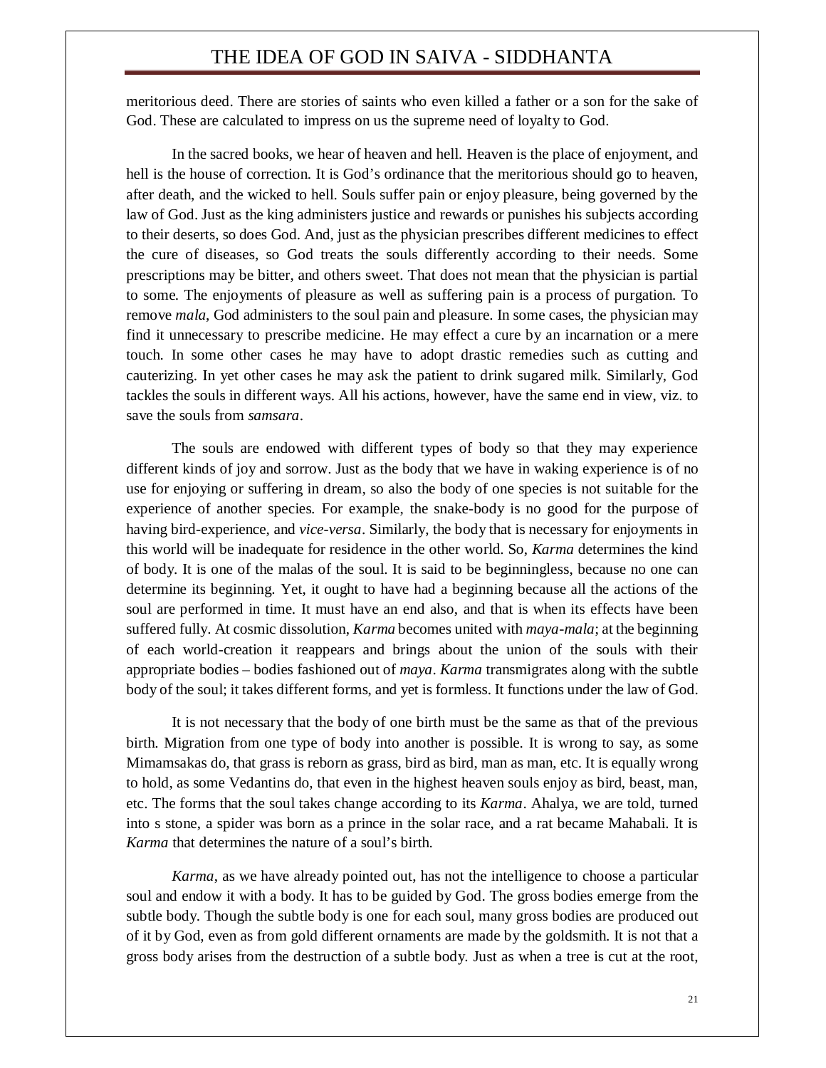meritorious deed. There are stories of saints who even killed a father or a son for the sake of God. These are calculated to impress on us the supreme need of loyalty to God.

In the sacred books, we hear of heaven and hell. Heaven is the place of enjoyment, and hell is the house of correction. It is God's ordinance that the meritorious should go to heaven, after death, and the wicked to hell. Souls suffer pain or enjoy pleasure, being governed by the law of God. Just as the king administers justice and rewards or punishes his subjects according to their deserts, so does God. And, just as the physician prescribes different medicines to effect the cure of diseases, so God treats the souls differently according to their needs. Some prescriptions may be bitter, and others sweet. That does not mean that the physician is partial to some. The enjoyments of pleasure as well as suffering pain is a process of purgation. To remove *mala*, God administers to the soul pain and pleasure. In some cases, the physician may find it unnecessary to prescribe medicine. He may effect a cure by an incarnation or a mere touch. In some other cases he may have to adopt drastic remedies such as cutting and cauterizing. In yet other cases he may ask the patient to drink sugared milk. Similarly, God tackles the souls in different ways. All his actions, however, have the same end in view, viz. to save the souls from *samsara*.

The souls are endowed with different types of body so that they may experience different kinds of joy and sorrow. Just as the body that we have in waking experience is of no use for enjoying or suffering in dream, so also the body of one species is not suitable for the experience of another species. For example, the snake-body is no good for the purpose of having bird-experience, and *vice-versa*. Similarly, the body that is necessary for enjoyments in this world will be inadequate for residence in the other world. So, *Karma* determines the kind of body. It is one of the malas of the soul. It is said to be beginningless, because no one can determine its beginning. Yet, it ought to have had a beginning because all the actions of the soul are performed in time. It must have an end also, and that is when its effects have been suffered fully. At cosmic dissolution, *Karma* becomes united with *maya-mala*; at the beginning of each world-creation it reappears and brings about the union of the souls with their appropriate bodies – bodies fashioned out of *maya*. *Karma* transmigrates along with the subtle body of the soul; it takes different forms, and yet is formless. It functions under the law of God.

It is not necessary that the body of one birth must be the same as that of the previous birth. Migration from one type of body into another is possible. It is wrong to say, as some Mimamsakas do, that grass is reborn as grass, bird as bird, man as man, etc. It is equally wrong to hold, as some Vedantins do, that even in the highest heaven souls enjoy as bird, beast, man, etc. The forms that the soul takes change according to its *Karma*. Ahalya, we are told, turned into s stone, a spider was born as a prince in the solar race, and a rat became Mahabali. It is *Karma* that determines the nature of a soul's birth.

*Karma*, as we have already pointed out, has not the intelligence to choose a particular soul and endow it with a body. It has to be guided by God. The gross bodies emerge from the subtle body. Though the subtle body is one for each soul, many gross bodies are produced out of it by God, even as from gold different ornaments are made by the goldsmith. It is not that a gross body arises from the destruction of a subtle body. Just as when a tree is cut at the root,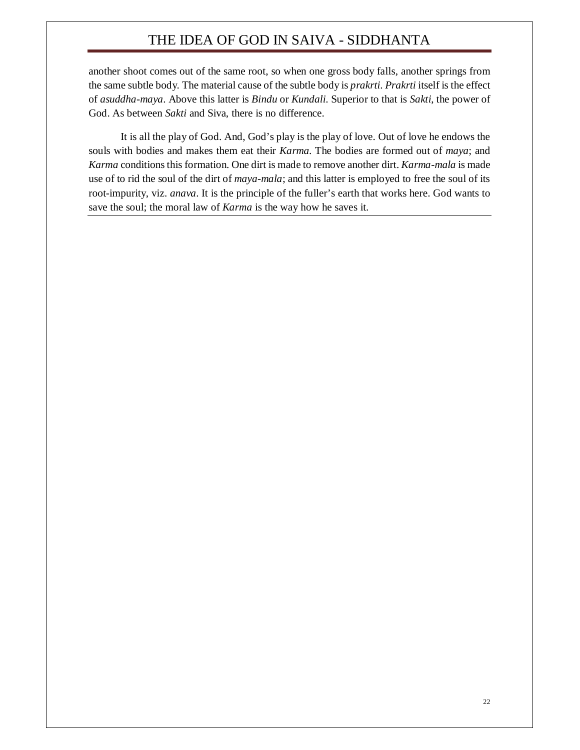another shoot comes out of the same root, so when one gross body falls, another springs from the same subtle body. The material cause of the subtle body is *prakrti*. *Prakrti* itself is the effect of *asuddha-maya*. Above this latter is *Bindu* or *Kundali*. Superior to that is *Sakti*, the power of God. As between *Sakti* and Siva, there is no difference.

It is all the play of God. And, God's play is the play of love. Out of love he endows the souls with bodies and makes them eat their *Karma*. The bodies are formed out of *maya*; and *Karma* conditions this formation. One dirt is made to remove another dirt. *Karma-mala* is made use of to rid the soul of the dirt of *maya-mala*; and this latter is employed to free the soul of its root-impurity, viz. *anava*. It is the principle of the fuller's earth that works here. God wants to save the soul; the moral law of *Karma* is the way how he saves it.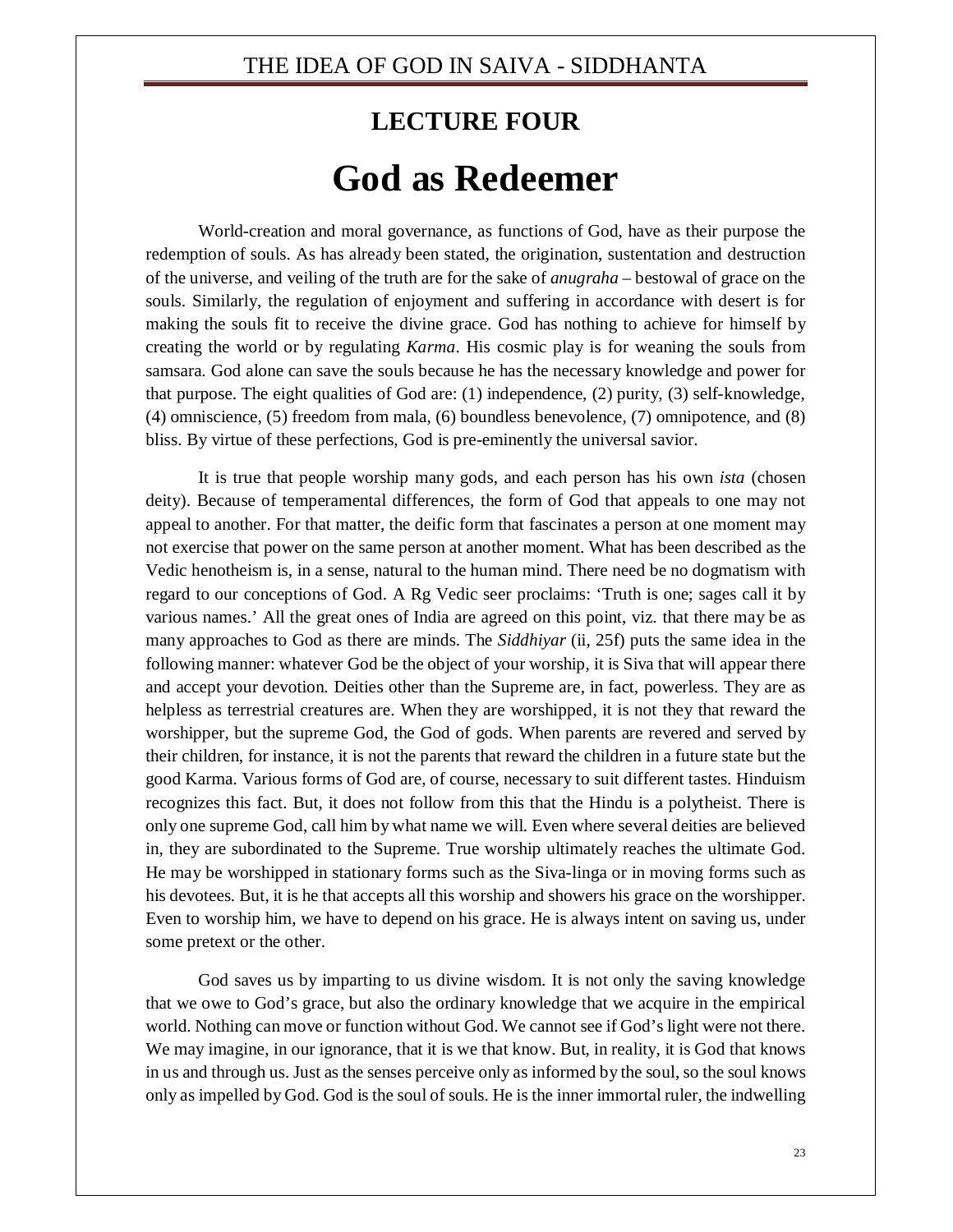## LECTURE FOUR

# God as Redeemer

World-creation and moral governance, as functions of God, have as their purpose the redemption of souls. As has already been stated, the origination, sustentation and destruction of the universe, and veiling of the truth are for the sake of *anugraha* – bestowal of grace on the souls. Similarly, the regulation of enjoyment and suffering in accordance with desert is for making the souls fit to receive the divine grace. God has nothing to achieve for himself by creating the world or by regulating *Karma*. His cosmic play is for weaning the souls from samsara. God alone can save the souls because he has the necessary knowledge and power for that purpose. The eight qualities of God are: (1) independence, (2) purity, (3) self-knowledge, (4) omniscience, (5) freedom from mala, (6) boundless benevolence, (7) omnipotence, and (8) bliss. By virtue of these perfections, God is pre-eminently the universal savior.

It is true that people worship many gods, and each person has his own *ista* (chosen deity). Because of temperamental differences, the form of God that appeals to one may not appeal to another. For that matter, the deific form that fascinates a person at one moment may not exercise that power on the same person at another moment. What has been described as the Vedic henotheism is, in a sense, natural to the human mind. There need be no dogmatism with regard to our conceptions of God. A Rg Vedic seer proclaims: 'Truth is one; sages call it by various names.' All the great ones of India are agreed on this point, viz. that there may be as many approaches to God as there are minds. The *Siddhiyar* (ii, 25f) puts the same idea in the following manner: whatever God be the object of your worship, it is Siva that will appear there and accept your devotion. Deities other than the Supreme are, in fact, powerless. They are as helpless as terrestrial creatures are. When they are worshipped, it is not they that reward the worshipper, but the supreme God, the God of gods. When parents are revered and served by their children, for instance, it is not the parents that reward the children in a future state but the good Karma. Various forms of God are, of course, necessary to suit different tastes. Hinduism recognizes this fact. But, it does not follow from this that the Hindu is a polytheist. There is only one supreme God, call him by what name we will. Even where several deities are believed in, they are subordinated to the Supreme. True worship ultimately reaches the ultimate God. He may be worshipped in stationary forms such as the Siva-linga or in moving forms such as his devotees. But, it is he that accepts all this worship and showers his grace on the worshipper. Even to worship him, we have to depend on his grace. He is always intent on saving us, under some pretext or the other.

God saves us by imparting to us divine wisdom. It is not only the saving knowledge that we owe to God's grace, but also the ordinary knowledge that we acquire in the empirical world. Nothing can move or function without God. We cannot see if God's light were not there. We may imagine, in our ignorance, that it is we that know. But, in reality, it is God that knows in us and through us. Just as the senses perceive only as informed by the soul, so the soul knows only as impelled by God. God is the soul of souls. He is the inner immortal ruler, the indwelling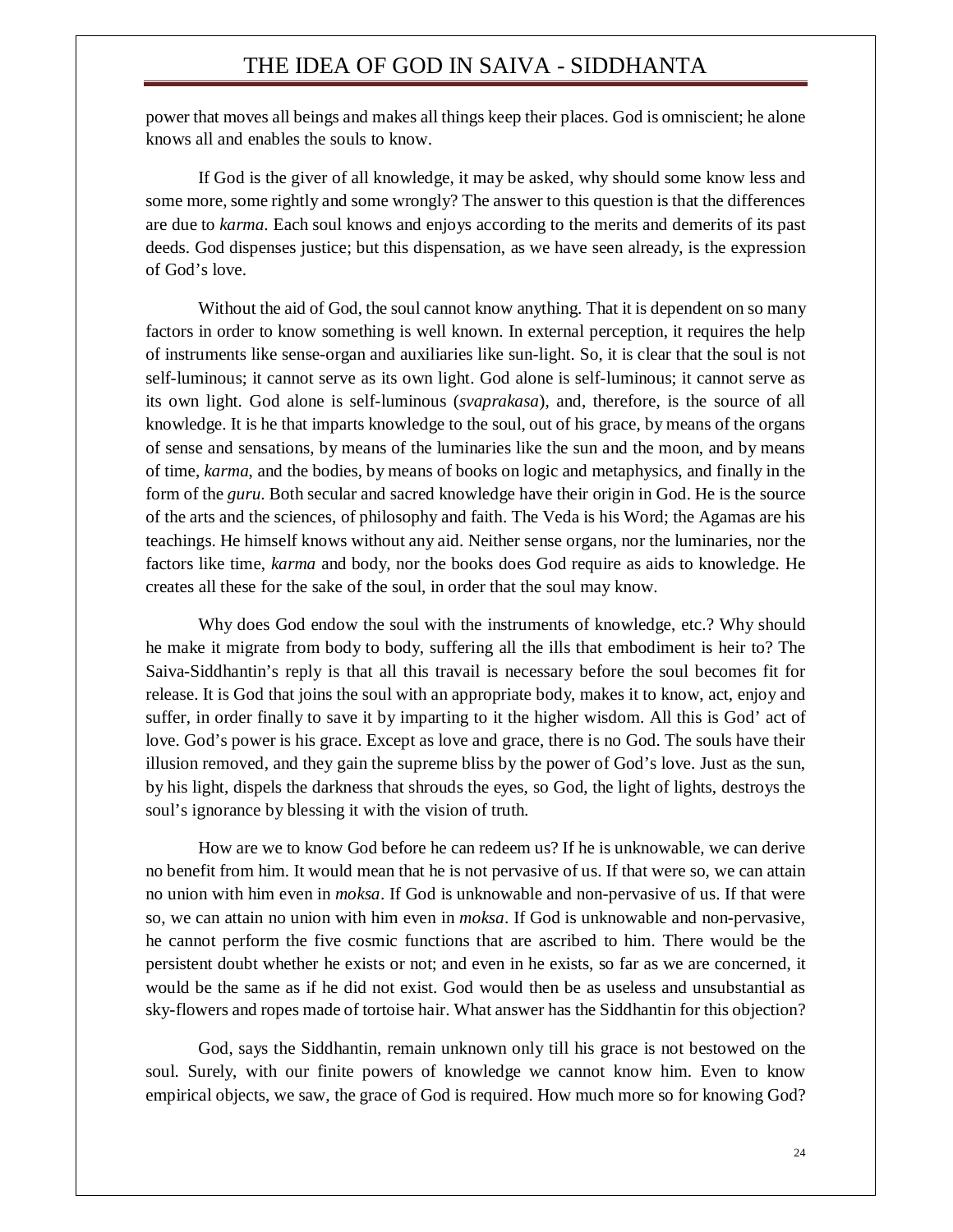power that moves all beings and makes all things keep their places. God is omniscient; he alone knows all and enables the souls to know.

If God is the giver of all knowledge, it may be asked, why should some know less and some more, some rightly and some wrongly? The answer to this question is that the differences are due to *karma*. Each soul knows and enjoys according to the merits and demerits of its past deeds. God dispenses justice; but this dispensation, as we have seen already, is the expression of God's love.

Without the aid of God, the soul cannot know anything. That it is dependent on so many factors in order to know something is well known. In external perception, it requires the help of instruments like sense-organ and auxiliaries like sun-light. So, it is clear that the soul is not self-luminous; it cannot serve as its own light. God alone is self-luminous; it cannot serve as its own light. God alone is self-luminous (*svaprakasa*), and, therefore, is the source of all knowledge. It is he that imparts knowledge to the soul, out of his grace, by means of the organs of sense and sensations, by means of the luminaries like the sun and the moon, and by means of time, *karma*, and the bodies, by means of books on logic and metaphysics, and finally in the form of the *guru*. Both secular and sacred knowledge have their origin in God. He is the source of the arts and the sciences, of philosophy and faith. The Veda is his Word; the Agamas are his teachings. He himself knows without any aid. Neither sense organs, nor the luminaries, nor the factors like time, *karma* and body, nor the books does God require as aids to knowledge. He creates all these for the sake of the soul, in order that the soul may know.

Why does God endow the soul with the instruments of knowledge, etc.? Why should he make it migrate from body to body, suffering all the ills that embodiment is heir to? The Saiva-Siddhantin's reply is that all this travail is necessary before the soul becomes fit for release. It is God that joins the soul with an appropriate body, makes it to know, act, enjoy and suffer, in order finally to save it by imparting to it the higher wisdom. All this is God' act of love. God's power is his grace. Except as love and grace, there is no God. The souls have their illusion removed, and they gain the supreme bliss by the power of God's love. Just as the sun, by his light, dispels the darkness that shrouds the eyes, so God, the light of lights, destroys the soul's ignorance by blessing it with the vision of truth.

How are we to know God before he can redeem us? If he is unknowable, we can derive no benefit from him. It would mean that he is not pervasive of us. If that were so, we can attain no union with him even in *moksa*. If God is unknowable and non-pervasive of us. If that were so, we can attain no union with him even in *moksa*. If God is unknowable and non-pervasive, he cannot perform the five cosmic functions that are ascribed to him. There would be the persistent doubt whether he exists or not; and even in he exists, so far as we are concerned, it would be the same as if he did not exist. God would then be as useless and unsubstantial as sky-flowers and ropes made of tortoise hair. What answer has the Siddhantin for this objection?

God, says the Siddhantin, remain unknown only till his grace is not bestowed on the soul. Surely, with our finite powers of knowledge we cannot know him. Even to know empirical objects, we saw, the grace of God is required. How much more so for knowing God?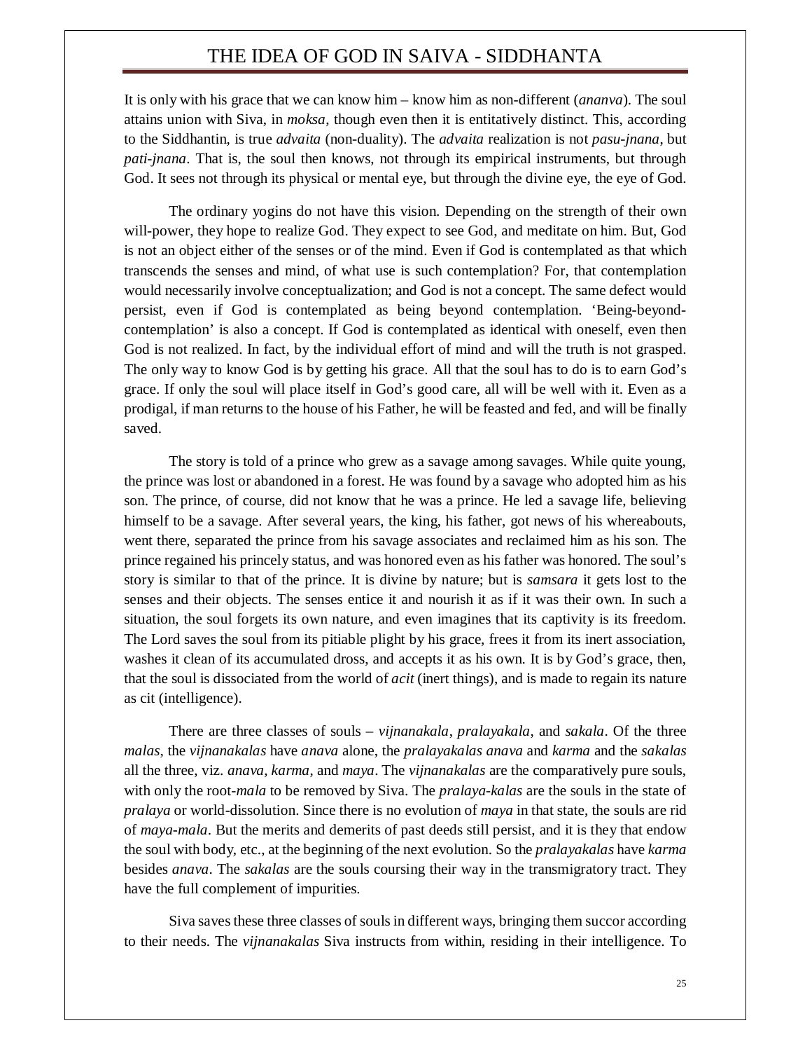It is only with his grace that we can know him – know him as non-different (*ananva*). The soul attains union with Siva, in *moksa*, though even then it is entitatively distinct. This, according to the Siddhantin, is true *advaita* (non-duality). The *advaita* realization is not *pasu-jnana*, but *pati-jnana*. That is, the soul then knows, not through its empirical instruments, but through God. It sees not through its physical or mental eye, but through the divine eye, the eye of God.

The ordinary yogins do not have this vision. Depending on the strength of their own will-power, they hope to realize God. They expect to see God, and meditate on him. But, God is not an object either of the senses or of the mind. Even if God is contemplated as that which transcends the senses and mind, of what use is such contemplation? For, that contemplation would necessarily involve conceptualization; and God is not a concept. The same defect would persist, even if God is contemplated as being beyond contemplation. 'Being-beyond-contemplation' is also a concept. If God is contemplated as identical with oneself, even then God is not realized. In fact, by the individual effort of mind and will the truth is not grasped. The only way to know God is by getting his grace. All that the soul has to do is to earn God's grace. If only the soul will place itself in God's good care, all will be well with it. Even as a prodigal, if man returns to the house of his Father, he will be feasted and fed, and will be finally saved.

The story is told of a prince who grew as a savage among savages. While quite young, the prince was lost or abandoned in a forest. He was found by a savage who adopted him as his son. The prince, of course, did not know that he was a prince. He led a savage life, believing himself to be a savage. After several years, the king, his father, got news of his whereabouts, went there, separated the prince from his savage associates and reclaimed him as his son. The prince regained his princely status, and was honored even as his father was honored. The soul's story is similar to that of the prince. It is divine by nature; but is *samsara* it gets lost to the senses and their objects. The senses entice it and nourish it as if it was their own. In such a situation, the soul forgets its own nature, and even imagines that its captivity is its freedom. The Lord saves the soul from its pitiable plight by his grace, frees it from its inert association, washes it clean of its accumulated dross, and accepts it as his own. It is by God's grace, then, that the soul is dissociated from the world of *acit* (inert things), and is made to regain its nature as cit (intelligence).

There are three classes of souls – *vijnanakala*, *pralayakala*, and *sakala*. Of the three *malas*, the *vijnanakalas* have *anava* alone, the *pralayakalas anava* and *karma* and the *sakalas* all the three, viz. *anava*, *karma*, and *maya*. The *vijnanakalas* are the comparatively pure souls, with only the root-*mala* to be removed by Siva. The *pralaya-kalas* are the souls in the state of *pralaya* or world-dissolution. Since there is no evolution of *maya* in that state, the souls are rid of *maya-mala*. But the merits and demerits of past deeds still persist, and it is they that endow the soul with body, etc., at the beginning of the next evolution. So the *pralayakalas* have *karma* besides *anava*. The *sakalas* are the souls coursing their way in the transmigratory tract. They have the full complement of impurities.

Siva saves these three classes of souls in different ways, bringing them succor according to their needs. The *vijnanakalas* Siva instructs from within, residing in their intelligence. To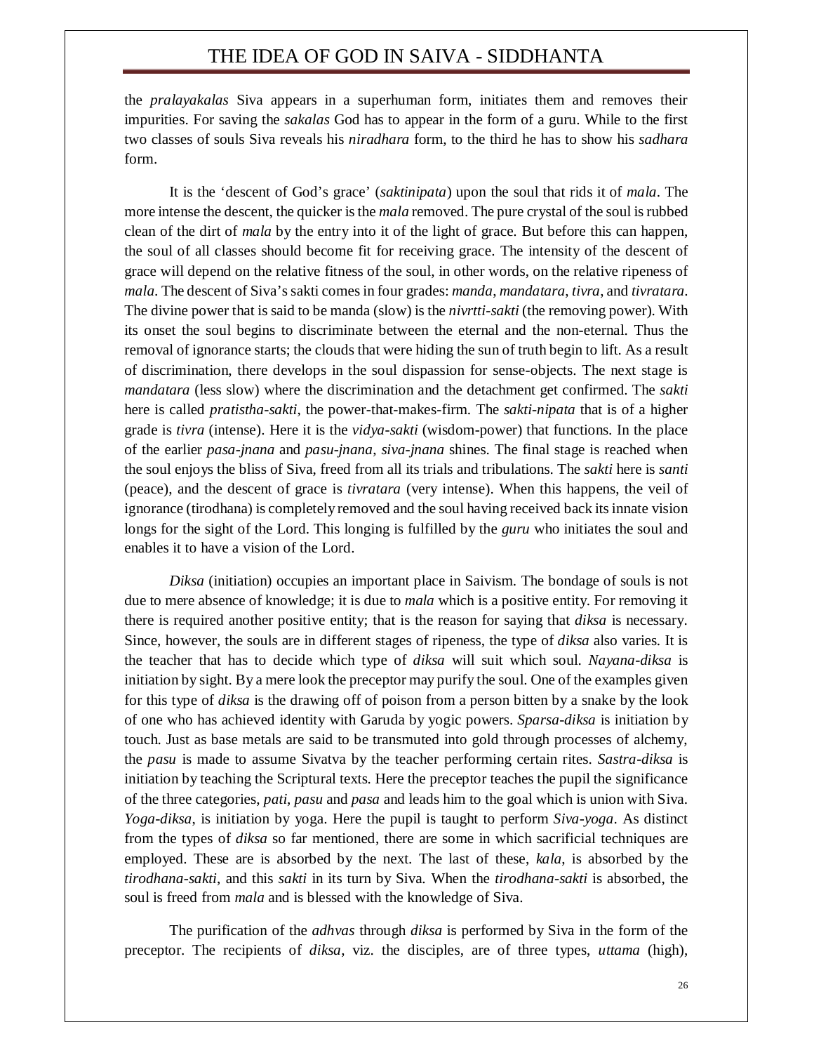the *pralayakalas* Siva appears in a superhuman form, initiates them and removes their impurities. For saving the *sakalas* God has to appear in the form of a guru. While to the first two classes of souls Siva reveals his *niradhara* form, to the third he has to show his *sadhara* form.

It is the 'descent of God's grace' (*saktinipata*) upon the soul that rids it of *mala*. The more intense the descent, the quicker is the *mala* removed. The pure crystal of the soul is rubbed clean of the dirt of *mala* by the entry into it of the light of grace. But before this can happen, the soul of all classes should become fit for receiving grace. The intensity of the descent of grace will depend on the relative fitness of the soul, in other words, on the relative ripeness of *mala*. The descent of Siva's sakti comes in four grades: *manda*, *mandatara*, *tivra*, and *tivratara*. The divine power that is said to be manda (slow) is the *nivrtti-sakti* (the removing power). With its onset the soul begins to discriminate between the eternal and the non-eternal. Thus the removal of ignorance starts; the clouds that were hiding the sun of truth begin to lift. As a result of discrimination, there develops in the soul dispassion for sense-objects. The next stage is *mandatara* (less slow) where the discrimination and the detachment get confirmed. The *sakti* here is called *pratistha-sakti*, the power-that-makes-firm. The *sakti-nipata* that is of a higher grade is *tivra* (intense). Here it is the *vidya-sakti* (wisdom-power) that functions. In the place of the earlier *pasa-jnana* and *pasu-jnana*, *siva-jnana* shines. The final stage is reached when the soul enjoys the bliss of Siva, freed from all its trials and tribulations. The *sakti* here is *santi* (peace), and the descent of grace is *tivratara* (very intense). When this happens, the veil of ignorance (tirodhana) is completely removed and the soul having received back its innate vision longs for the sight of the Lord. This longing is fulfilled by the *guru* who initiates the soul and enables it to have a vision of the Lord.

*Diksa* (initiation) occupies an important place in Saivism. The bondage of souls is not due to mere absence of knowledge; it is due to *mala* which is a positive entity. For removing it there is required another positive entity; that is the reason for saying that *diksa* is necessary. Since, however, the souls are in different stages of ripeness, the type of *diksa* also varies. It is the teacher that has to decide which type of *diksa* will suit which soul. *Nayana-diksa* is initiation by sight. By a mere look the preceptor may purify the soul. One of the examples given for this type of *diksa* is the drawing off of poison from a person bitten by a snake by the look of one who has achieved identity with Garuda by yogic powers. *Sparsa-diksa* is initiation by touch. Just as base metals are said to be transmuted into gold through processes of alchemy, the *pasu* is made to assume Sivatva by the teacher performing certain rites. *Sastra-diksa* is initiation by teaching the Scriptural texts. Here the preceptor teaches the pupil the significance of the three categories, *pati*, *pasu* and *pasa* and leads him to the goal which is union with Siva. *Yoga-diksa*, is initiation by yoga. Here the pupil is taught to perform *Siva-yoga*. As distinct from the types of *diksa* so far mentioned, there are some in which sacrificial techniques are employed. These are is absorbed by the next. The last of these, *kala*, is absorbed by the *tirodhana-sakti*, and this *sakti* in its turn by Siva. When the *tirodhana-sakti* is absorbed, the soul is freed from *mala* and is blessed with the knowledge of Siva.

The purification of the *adhvas* through *diksa* is performed by Siva in the form of the preceptor. The recipients of *diksa*, viz. the disciples, are of three types, *uttama* (high),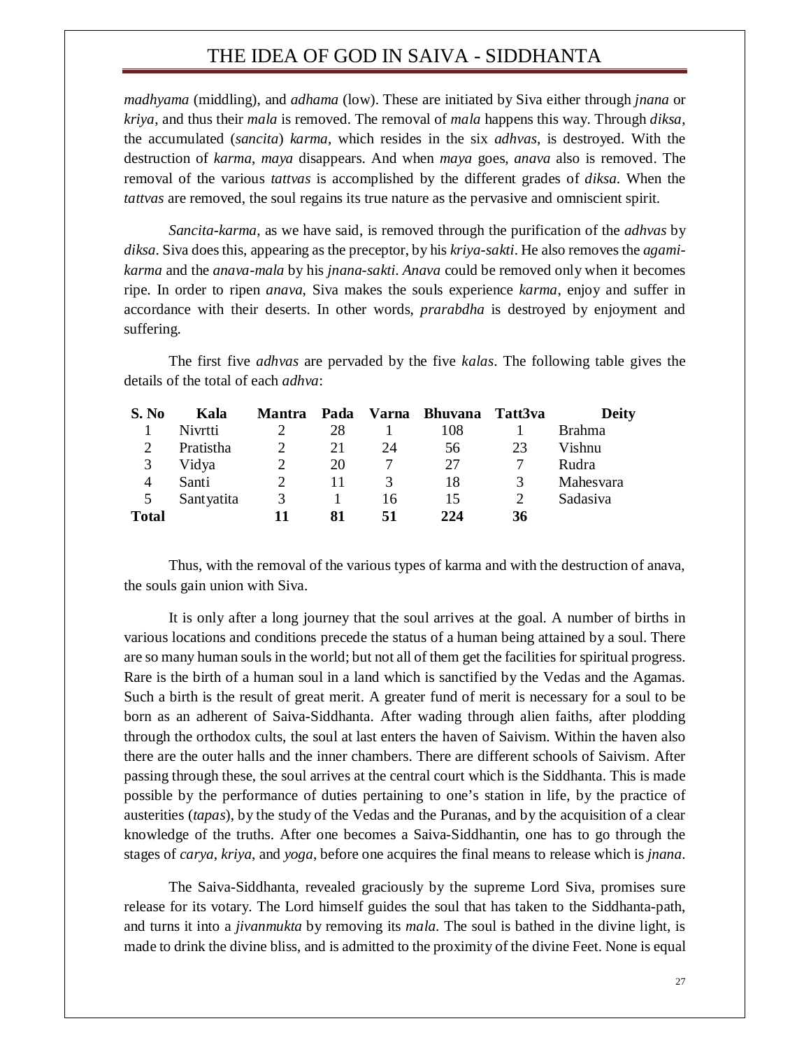*madhyama* (middling), and *adhama* (low). These are initiated by Siva either through *jnana* or *kriya*, and thus their *mala* is removed. The removal of *mala* happens this way. Through *diksa*, the accumulated (*sancita*) *karma*, which resides in the six *adhvas*, is destroyed. With the destruction of *karma*, *maya* disappears. And when *maya* goes, *anava* also is removed. The removal of the various *tattvas* is accomplished by the different grades of *diksa*. When the *tattvas* are removed, the soul regains its true nature as the pervasive and omniscient spirit.

*Sancita-karma*, as we have said, is removed through the purification of the *adhvas* by *diksa*. Siva does this, appearing as the preceptor, by his *kriya-sakti*. He also removes the *agami-karma* and the *anava-mala* by his *jnana-sakti*. *Anava* could be removed only when it becomes ripe. In order to ripen *anava*, Siva makes the souls experience *karma*, enjoy and suffer in accordance with their deserts. In other words, *prarabdha* is destroyed by enjoyment and suffering.

The first five *adhvas* are pervaded by the five *kalas*. The following table gives the details of the total of each *adhva*:

| S. No | Kala | Mantra | Pada | Varna | Bhuvana | Tatt3va | Deity |
|---|---|---|---|---|---|---|---|
| 1 | Nivrtti | 2 | 28 | 1 | 108 | 1 | Brahma |
| 2 | Pratistha | 2 | 21 | 24 | 56 | 23 | Vishnu |
| 3 | Vidya | 2 | 20 | 7 | 27 | 7 | Rudra |
| 4 | Santi | 2 | 11 | 3 | 18 | 3 | Mahesvara |
| 5 | Santyatita | 3 | 1 | 16 | 15 | 2 | Sadasiva |
| **Total** | | **11** | **81** | **51** | **224** | **36** | |

Thus, with the removal of the various types of karma and with the destruction of anava, the souls gain union with Siva.

It is only after a long journey that the soul arrives at the goal. A number of births in various locations and conditions precede the status of a human being attained by a soul. There are so many human souls in the world; but not all of them get the facilities for spiritual progress. Rare is the birth of a human soul in a land which is sanctified by the Vedas and the Agamas. Such a birth is the result of great merit. A greater fund of merit is necessary for a soul to be born as an adherent of Saiva-Siddhanta. After wading through alien faiths, after plodding through the orthodox cults, the soul at last enters the haven of Saivism. Within the haven also there are the outer halls and the inner chambers. There are different schools of Saivism. After passing through these, the soul arrives at the central court which is the Siddhanta. This is made possible by the performance of duties pertaining to one's station in life, by the practice of austerities (*tapas*), by the study of the Vedas and the Puranas, and by the acquisition of a clear knowledge of the truths. After one becomes a Saiva-Siddhantin, one has to go through the stages of *carya*, *kriya*, and *yoga*, before one acquires the final means to release which is *jnana*.

The Saiva-Siddhanta, revealed graciously by the supreme Lord Siva, promises sure release for its votary. The Lord himself guides the soul that has taken to the Siddhanta-path, and turns it into a *jivanmukta* by removing its *mala*. The soul is bathed in the divine light, is made to drink the divine bliss, and is admitted to the proximity of the divine Feet. None is equal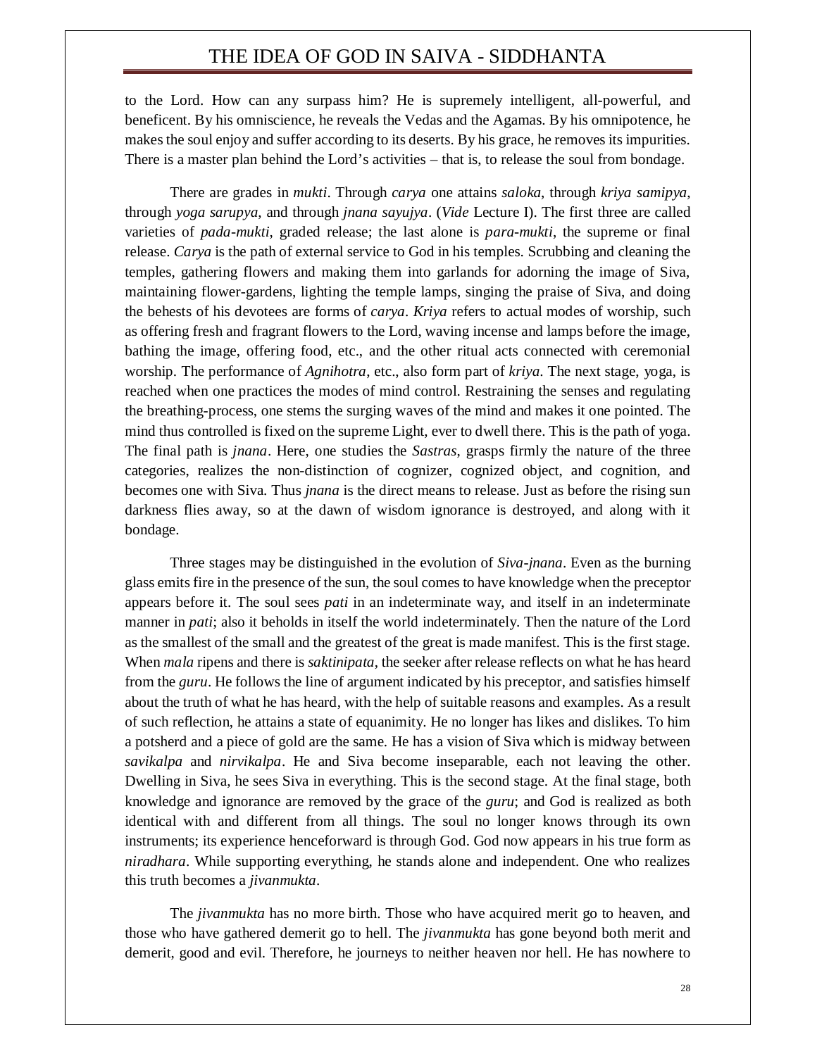to the Lord. How can any surpass him? He is supremely intelligent, all-powerful, and beneficent. By his omniscience, he reveals the Vedas and the Agamas. By his omnipotence, he makes the soul enjoy and suffer according to its deserts. By his grace, he removes its impurities. There is a master plan behind the Lord's activities – that is, to release the soul from bondage.

There are grades in *mukti*. Through *carya* one attains *saloka*, through *kriya samipya*, through *yoga sarupya*, and through *jnana sayujya*. (*Vide* Lecture I). The first three are called varieties of *pada-mukti*, graded release; the last alone is *para-mukti*, the supreme or final release. *Carya* is the path of external service to God in his temples. Scrubbing and cleaning the temples, gathering flowers and making them into garlands for adorning the image of Siva, maintaining flower-gardens, lighting the temple lamps, singing the praise of Siva, and doing the behests of his devotees are forms of *carya*. *Kriya* refers to actual modes of worship, such as offering fresh and fragrant flowers to the Lord, waving incense and lamps before the image, bathing the image, offering food, etc., and the other ritual acts connected with ceremonial worship. The performance of *Agnihotra*, etc., also form part of *kriya*. The next stage, yoga, is reached when one practices the modes of mind control. Restraining the senses and regulating the breathing-process, one stems the surging waves of the mind and makes it one pointed. The mind thus controlled is fixed on the supreme Light, ever to dwell there. This is the path of yoga. The final path is *jnana*. Here, one studies the *Sastras*, grasps firmly the nature of the three categories, realizes the non-distinction of cognizer, cognized object, and cognition, and becomes one with Siva. Thus *jnana* is the direct means to release. Just as before the rising sun darkness flies away, so at the dawn of wisdom ignorance is destroyed, and along with it bondage.

Three stages may be distinguished in the evolution of *Siva-jnana*. Even as the burning glass emits fire in the presence of the sun, the soul comes to have knowledge when the preceptor appears before it. The soul sees *pati* in an indeterminate way, and itself in an indeterminate manner in *pati*; also it beholds in itself the world indeterminately. Then the nature of the Lord as the smallest of the small and the greatest of the great is made manifest. This is the first stage. When *mala* ripens and there is *saktinipata*, the seeker after release reflects on what he has heard from the *guru*. He follows the line of argument indicated by his preceptor, and satisfies himself about the truth of what he has heard, with the help of suitable reasons and examples. As a result of such reflection, he attains a state of equanimity. He no longer has likes and dislikes. To him a potsherd and a piece of gold are the same. He has a vision of Siva which is midway between *savikalpa* and *nirvikalpa*. He and Siva become inseparable, each not leaving the other. Dwelling in Siva, he sees Siva in everything. This is the second stage. At the final stage, both knowledge and ignorance are removed by the grace of the *guru*; and God is realized as both identical with and different from all things. The soul no longer knows through its own instruments; its experience henceforward is through God. God now appears in his true form as *niradhara*. While supporting everything, he stands alone and independent. One who realizes this truth becomes a *jivanmukta*.

The *jivanmukta* has no more birth. Those who have acquired merit go to heaven, and those who have gathered demerit go to hell. The *jivanmukta* has gone beyond both merit and demerit, good and evil. Therefore, he journeys to neither heaven nor hell. He has nowhere to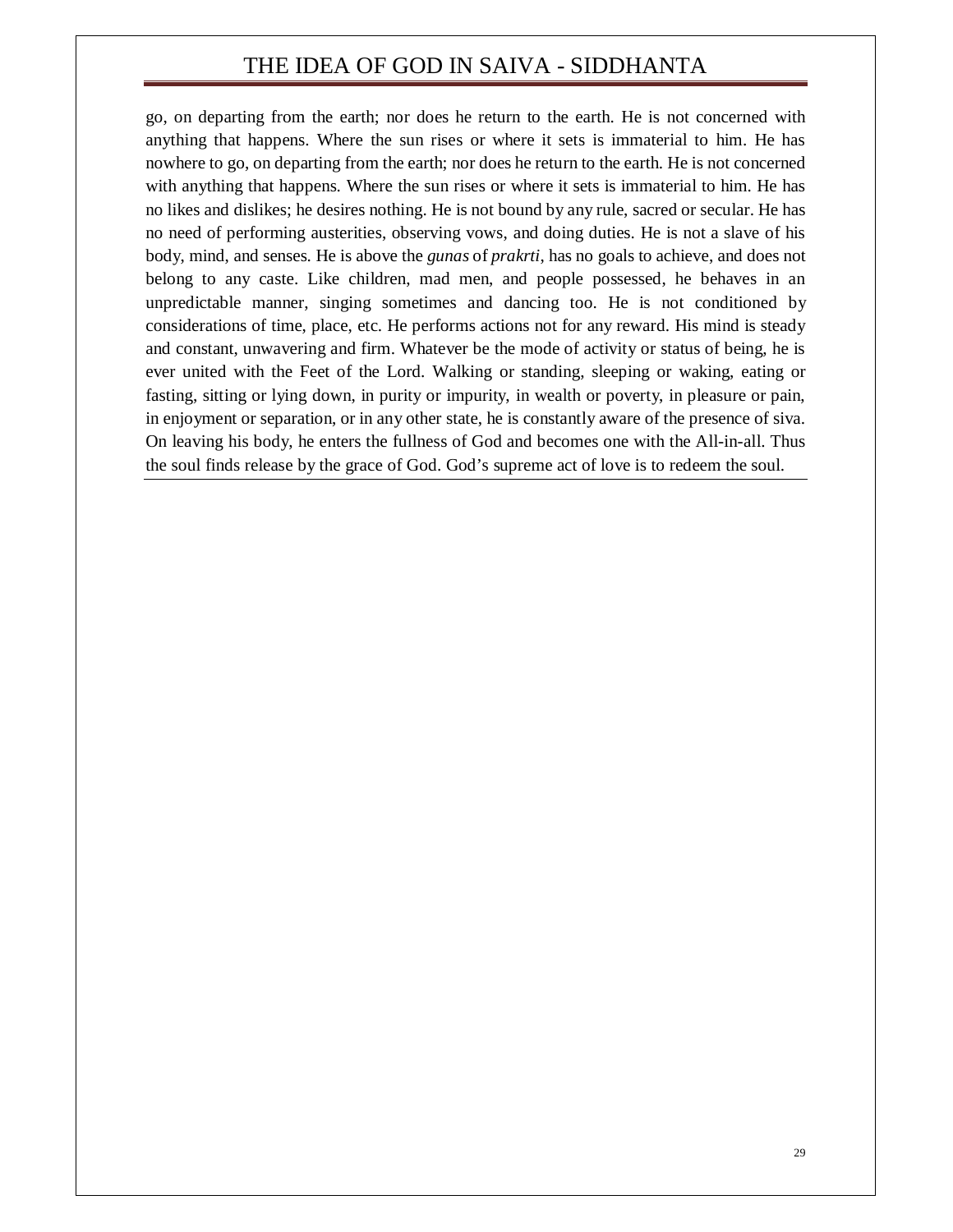go, on departing from the earth; nor does he return to the earth. He is not concerned with anything that happens. Where the sun rises or where it sets is immaterial to him. He has nowhere to go, on departing from the earth; nor does he return to the earth. He is not concerned with anything that happens. Where the sun rises or where it sets is immaterial to him. He has no likes and dislikes; he desires nothing. He is not bound by any rule, sacred or secular. He has no need of performing austerities, observing vows, and doing duties. He is not a slave of his body, mind, and senses. He is above the *gunas* of *prakrti*, has no goals to achieve, and does not belong to any caste. Like children, mad men, and people possessed, he behaves in an unpredictable manner, singing sometimes and dancing too. He is not conditioned by considerations of time, place, etc. He performs actions not for any reward. His mind is steady and constant, unwavering and firm. Whatever be the mode of activity or status of being, he is ever united with the Feet of the Lord. Walking or standing, sleeping or waking, eating or fasting, sitting or lying down, in purity or impurity, in wealth or poverty, in pleasure or pain, in enjoyment or separation, or in any other state, he is constantly aware of the presence of siva. On leaving his body, he enters the fullness of God and becomes one with the All-in-all. Thus the soul finds release by the grace of God. God's supreme act of love is to redeem the soul.